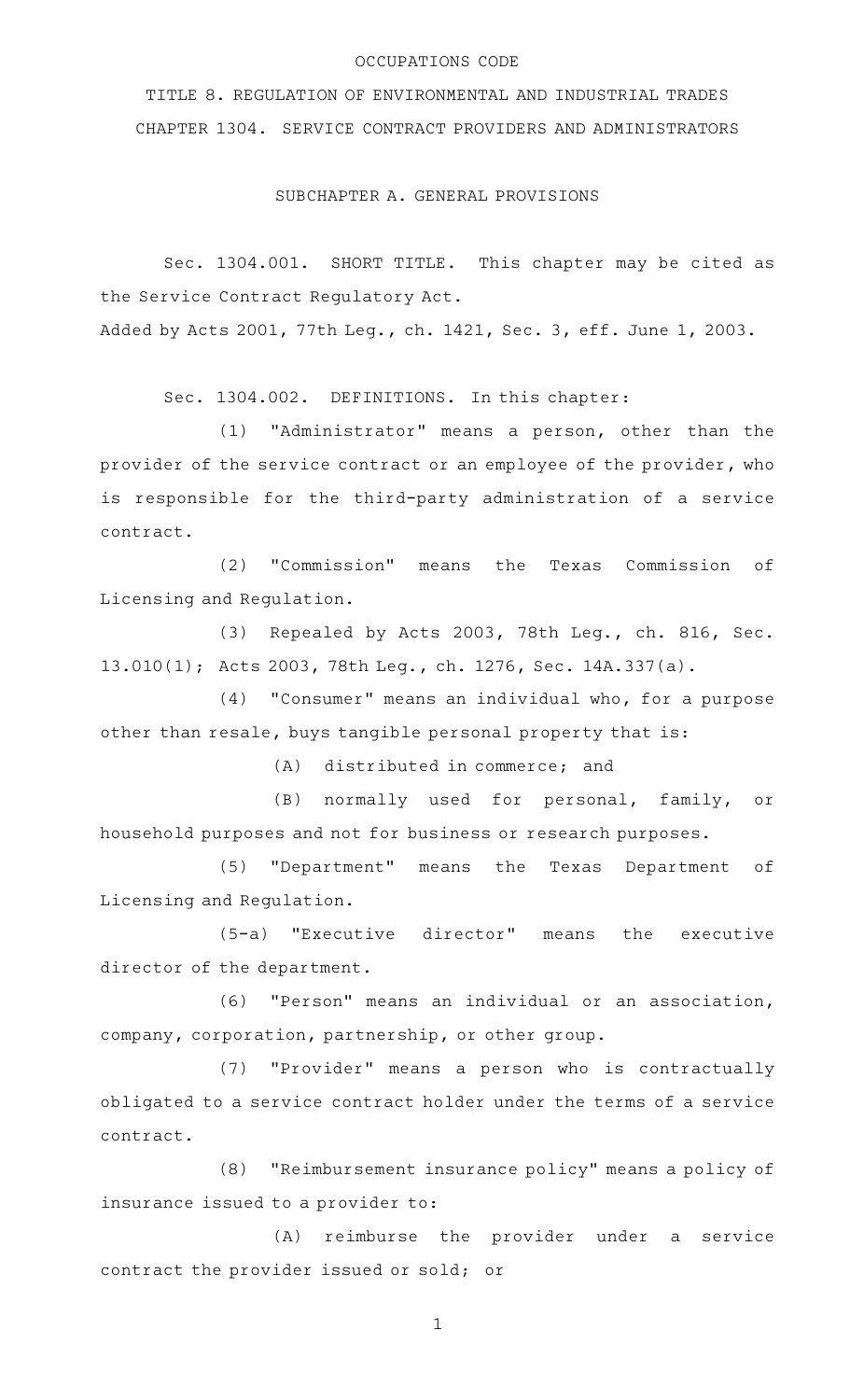OCCUPATIONS CODE

TITLE 8. REGULATION OF ENVIRONMENTAL AND INDUSTRIAL TRADES

CHAPTER 1304. SERVICE CONTRACT PROVIDERS AND ADMINISTRATORS

SUBCHAPTER A. GENERAL PROVISIONS

Sec. 1304.001. SHORT TITLE. This chapter may be cited as the Service Contract Regulatory Act.

Added by Acts 2001, 77th Leg., ch. 1421, Sec. 3, eff. June 1, 2003.

Sec. 1304.002. DEFINITIONS. In this chapter:

(1) "Administrator" means a person, other than the provider of the service contract or an employee of the provider, who is responsible for the third-party administration of a service contract.

(2) "Commission" means the Texas Commission of Licensing and Regulation.

(3) Repealed by Acts 2003, 78th Leg., ch. 816, Sec. 13.010(1); Acts 2003, 78th Leg., ch. 1276, Sec. 14A.337(a).

(4) "Consumer" means an individual who, for a purpose other than resale, buys tangible personal property that is:

(A) distributed in commerce; and

(B) normally used for personal, family, or household purposes and not for business or research purposes.

(5) "Department" means the Texas Department of Licensing and Regulation.

(5-a) "Executive director" means the executive director of the department.

(6) "Person" means an individual or an association, company, corporation, partnership, or other group.

(7) "Provider" means a person who is contractually obligated to a service contract holder under the terms of a service contract.

(8) "Reimbursement insurance policy" means a policy of insurance issued to a provider to:

(A) reimburse the provider under a service contract the provider issued or sold; or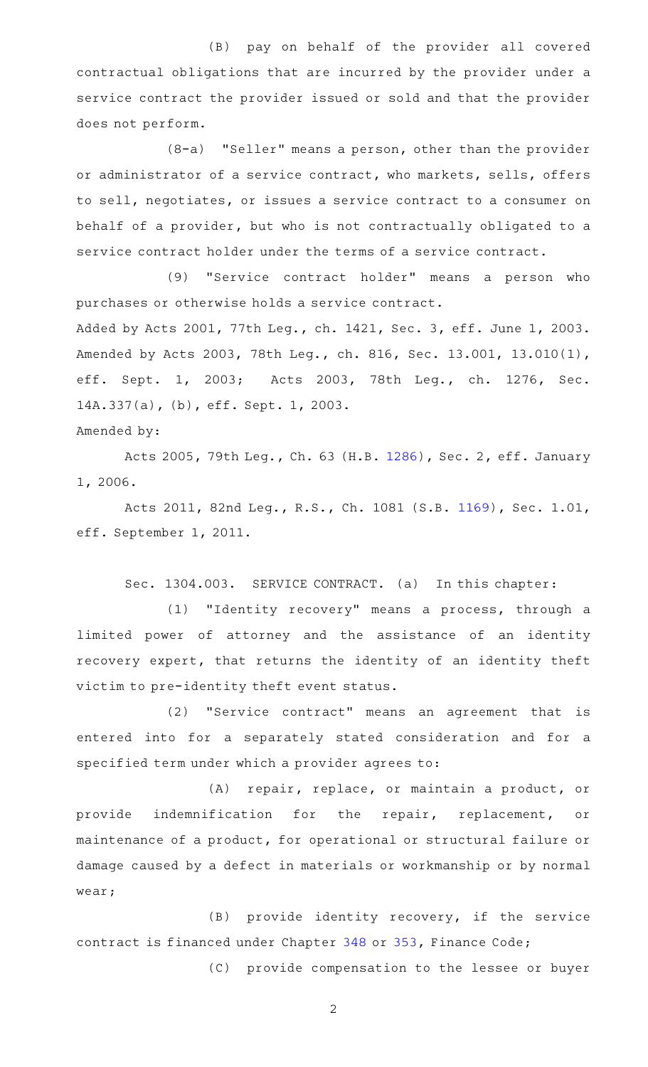(B) pay on behalf of the provider all covered contractual obligations that are incurred by the provider under a service contract the provider issued or sold and that the provider does not perform.

(8-a) "Seller" means a person, other than the provider or administrator of a service contract, who markets, sells, offers to sell, negotiates, or issues a service contract to a consumer on behalf of a provider, but who is not contractually obligated to a service contract holder under the terms of a service contract.

(9) "Service contract holder" means a person who purchases or otherwise holds a service contract.

Added by Acts 2001, 77th Leg., ch. 1421, Sec. 3, eff. June 1, 2003. Amended by Acts 2003, 78th Leg., ch. 816, Sec. 13.001, 13.010(1), eff. Sept. 1, 2003; Acts 2003, 78th Leg., ch. 1276, Sec. 14A.337(a), (b), eff. Sept. 1, 2003.

Amended by:

Acts 2005, 79th Leg., Ch. 63 (H.B. 1286), Sec. 2, eff. January 1, 2006.

Acts 2011, 82nd Leg., R.S., Ch. 1081 (S.B. 1169), Sec. 1.01, eff. September 1, 2011.

Sec. 1304.003. SERVICE CONTRACT. (a) In this chapter:

(1) "Identity recovery" means a process, through a limited power of attorney and the assistance of an identity recovery expert, that returns the identity of an identity theft victim to pre-identity theft event status.

(2) "Service contract" means an agreement that is entered into for a separately stated consideration and for a specified term under which a provider agrees to:

(A) repair, replace, or maintain a product, or provide indemnification for the repair, replacement, or maintenance of a product, for operational or structural failure or damage caused by a defect in materials or workmanship or by normal wear;

(B) provide identity recovery, if the service contract is financed under Chapter 348 or 353, Finance Code;

(C) provide compensation to the lessee or buyer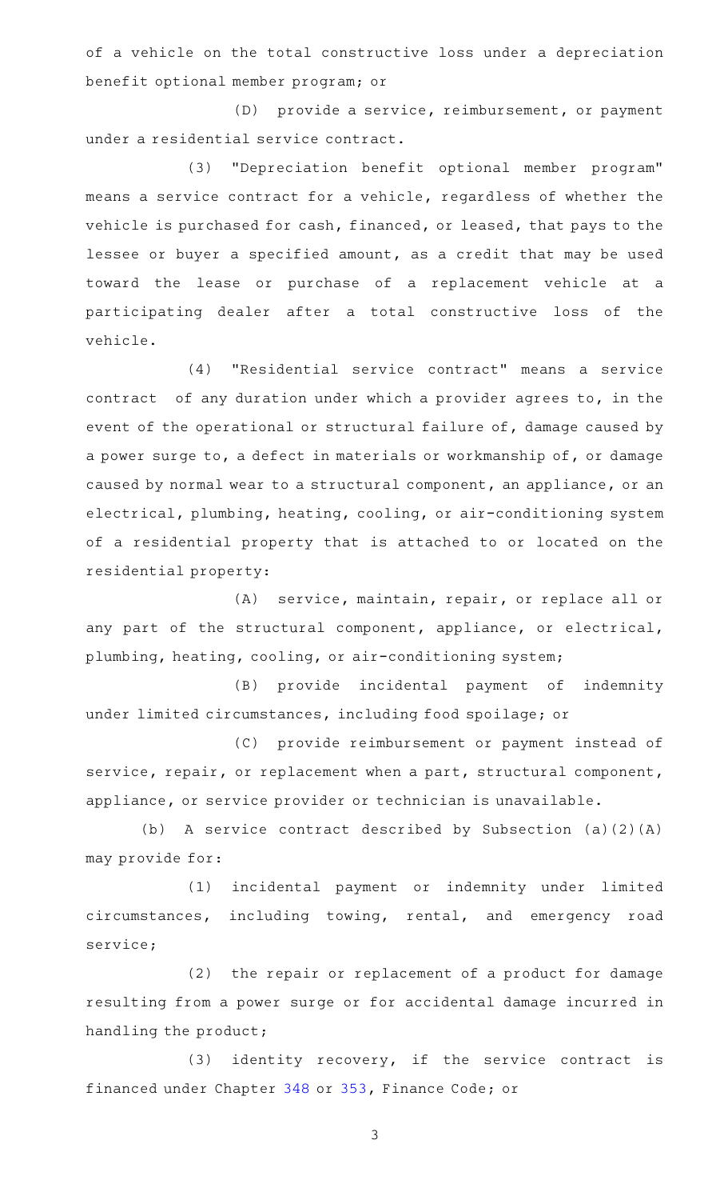of a vehicle on the total constructive loss under a depreciation benefit optional member program; or

(D) provide a service, reimbursement, or payment under a residential service contract.

(3) "Depreciation benefit optional member program" means a service contract for a vehicle, regardless of whether the vehicle is purchased for cash, financed, or leased, that pays to the lessee or buyer a specified amount, as a credit that may be used toward the lease or purchase of a replacement vehicle at a participating dealer after a total constructive loss of the vehicle.

(4) "Residential service contract" means a service contract of any duration under which a provider agrees to, in the event of the operational or structural failure of, damage caused by a power surge to, a defect in materials or workmanship of, or damage caused by normal wear to a structural component, an appliance, or an electrical, plumbing, heating, cooling, or air-conditioning system of a residential property that is attached to or located on the residential property:

(A) service, maintain, repair, or replace all or any part of the structural component, appliance, or electrical, plumbing, heating, cooling, or air-conditioning system;

(B) provide incidental payment of indemnity under limited circumstances, including food spoilage; or

(C) provide reimbursement or payment instead of service, repair, or replacement when a part, structural component, appliance, or service provider or technician is unavailable.

(b) A service contract described by Subsection (a)(2)(A) may provide for:

(1) incidental payment or indemnity under limited circumstances, including towing, rental, and emergency road service;

(2) the repair or replacement of a product for damage resulting from a power surge or for accidental damage incurred in handling the product;

(3) identity recovery, if the service contract is financed under Chapter 348 or 353, Finance Code; or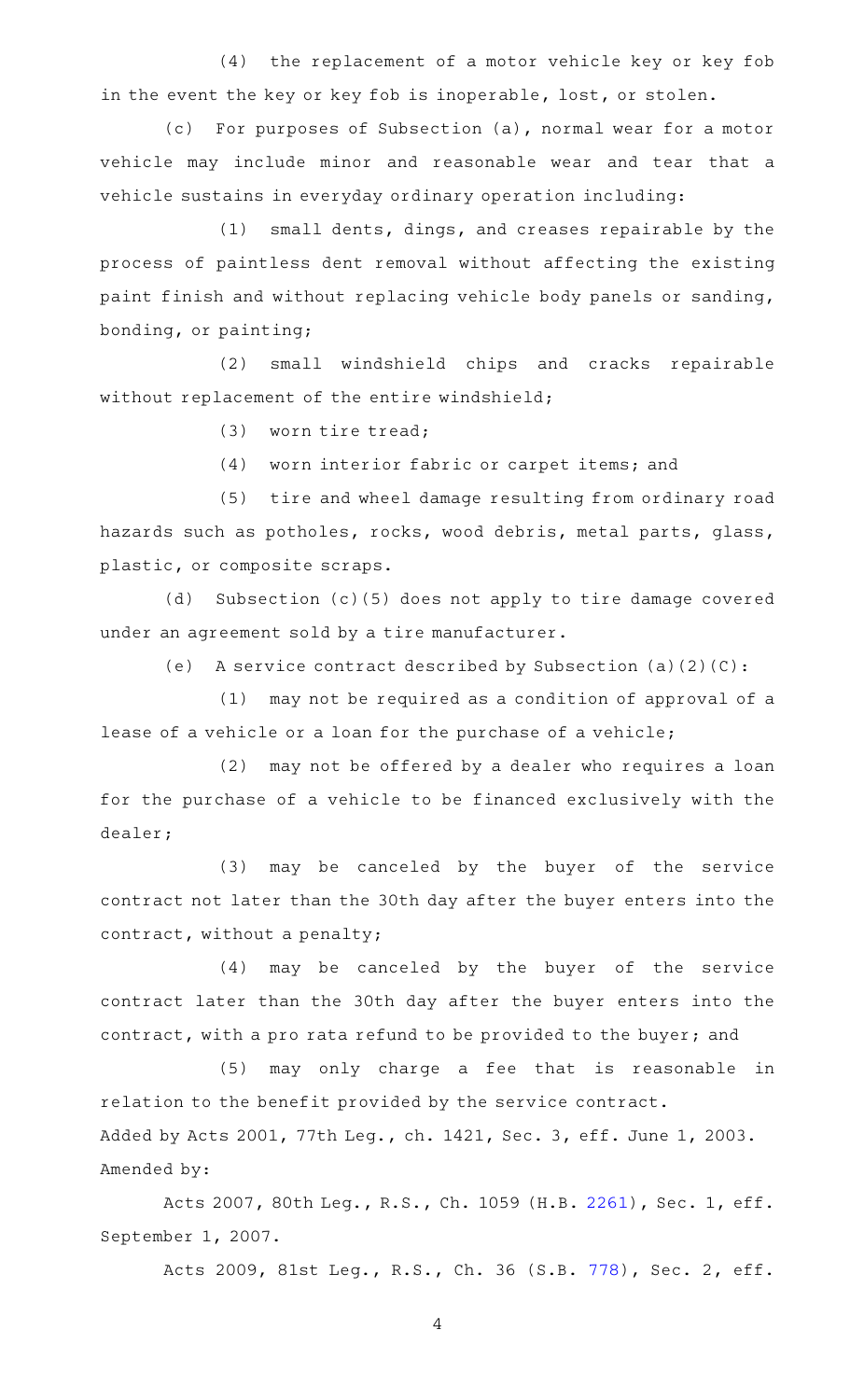(4) the replacement of a motor vehicle key or key fob in the event the key or key fob is inoperable, lost, or stolen.

(c) For purposes of Subsection (a), normal wear for a motor vehicle may include minor and reasonable wear and tear that a vehicle sustains in everyday ordinary operation including:

(1) small dents, dings, and creases repairable by the process of paintless dent removal without affecting the existing paint finish and without replacing vehicle body panels or sanding, bonding, or painting;

(2) small windshield chips and cracks repairable without replacement of the entire windshield;

(3) worn tire tread;

(4) worn interior fabric or carpet items; and

(5) tire and wheel damage resulting from ordinary road hazards such as potholes, rocks, wood debris, metal parts, glass, plastic, or composite scraps.

(d) Subsection (c)(5) does not apply to tire damage covered under an agreement sold by a tire manufacturer.

(e) A service contract described by Subsection (a)(2)(C):

(1) may not be required as a condition of approval of a lease of a vehicle or a loan for the purchase of a vehicle;

(2) may not be offered by a dealer who requires a loan for the purchase of a vehicle to be financed exclusively with the dealer;

(3) may be canceled by the buyer of the service contract not later than the 30th day after the buyer enters into the contract, without a penalty;

(4) may be canceled by the buyer of the service contract later than the 30th day after the buyer enters into the contract, with a pro rata refund to be provided to the buyer; and

(5) may only charge a fee that is reasonable in relation to the benefit provided by the service contract.

Added by Acts 2001, 77th Leg., ch. 1421, Sec. 3, eff. June 1, 2003.
Amended by:

Acts 2007, 80th Leg., R.S., Ch. 1059 (H.B. 2261), Sec. 1, eff. September 1, 2007.

Acts 2009, 81st Leg., R.S., Ch. 36 (S.B. 778), Sec. 2, eff.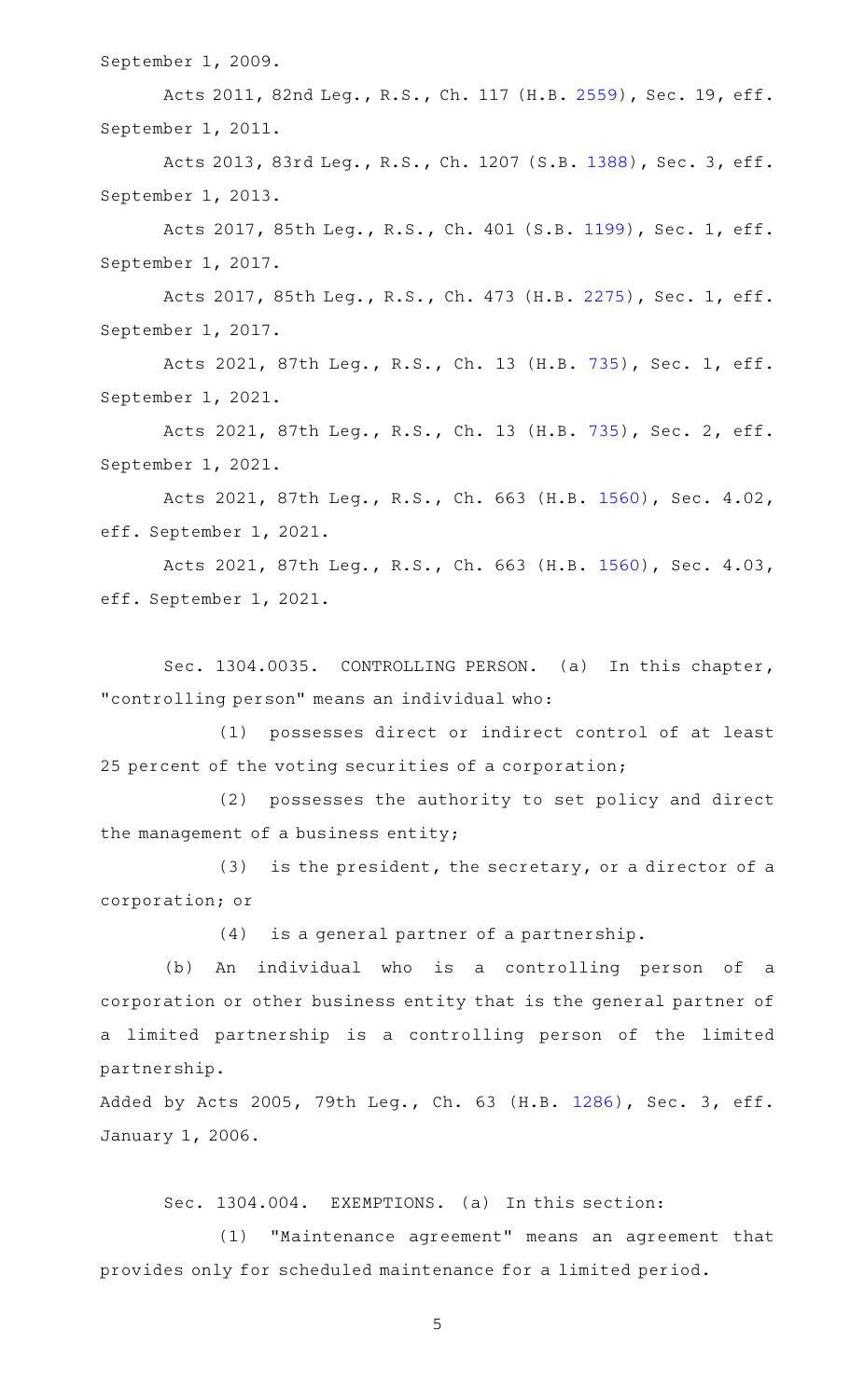September 1, 2009.

Acts 2011, 82nd Leg., R.S., Ch. 117 (H.B. 2559), Sec. 19, eff. September 1, 2011.

Acts 2013, 83rd Leg., R.S., Ch. 1207 (S.B. 1388), Sec. 3, eff. September 1, 2013.

Acts 2017, 85th Leg., R.S., Ch. 401 (S.B. 1199), Sec. 1, eff. September 1, 2017.

Acts 2017, 85th Leg., R.S., Ch. 473 (H.B. 2275), Sec. 1, eff. September 1, 2017.

Acts 2021, 87th Leg., R.S., Ch. 13 (H.B. 735), Sec. 1, eff. September 1, 2021.

Acts 2021, 87th Leg., R.S., Ch. 13 (H.B. 735), Sec. 2, eff. September 1, 2021.

Acts 2021, 87th Leg., R.S., Ch. 663 (H.B. 1560), Sec. 4.02, eff. September 1, 2021.

Acts 2021, 87th Leg., R.S., Ch. 663 (H.B. 1560), Sec. 4.03, eff. September 1, 2021.

Sec. 1304.0035. CONTROLLING PERSON. (a) In this chapter, "controlling person" means an individual who:

(1) possesses direct or indirect control of at least 25 percent of the voting securities of a corporation;

(2) possesses the authority to set policy and direct the management of a business entity;

(3) is the president, the secretary, or a director of a corporation; or

(4) is a general partner of a partnership.

(b) An individual who is a controlling person of a corporation or other business entity that is the general partner of a limited partnership is a controlling person of the limited partnership.

Added by Acts 2005, 79th Leg., Ch. 63 (H.B. 1286), Sec. 3, eff. January 1, 2006.

Sec. 1304.004. EXEMPTIONS. (a) In this section:

(1) "Maintenance agreement" means an agreement that provides only for scheduled maintenance for a limited period.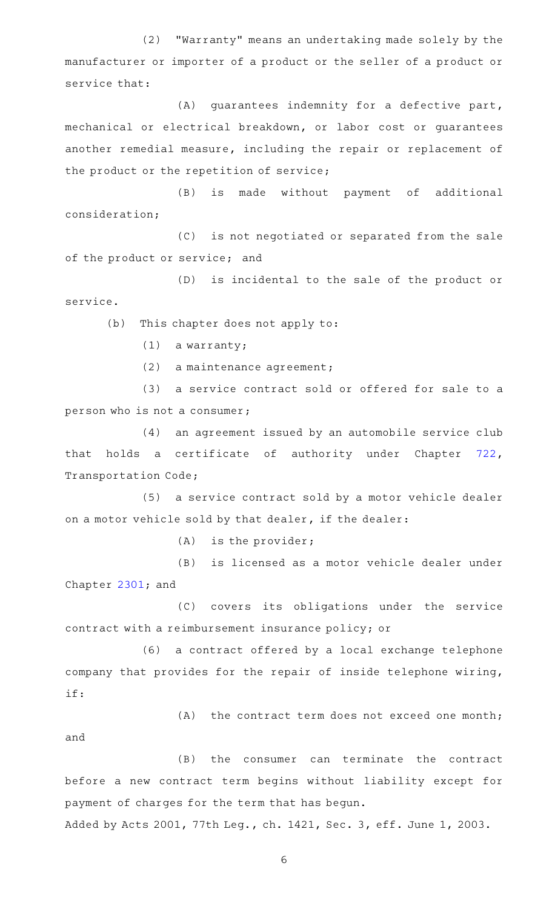(2) "Warranty" means an undertaking made solely by the manufacturer or importer of a product or the seller of a product or service that:

(A) guarantees indemnity for a defective part, mechanical or electrical breakdown, or labor cost or guarantees another remedial measure, including the repair or replacement of the product or the repetition of service;

(B) is made without payment of additional consideration;

(C) is not negotiated or separated from the sale of the product or service; and

(D) is incidental to the sale of the product or service.

(b) This chapter does not apply to:

(1) a warranty;

(2) a maintenance agreement;

(3) a service contract sold or offered for sale to a person who is not a consumer;

(4) an agreement issued by an automobile service club that holds a certificate of authority under Chapter 722, Transportation Code;

(5) a service contract sold by a motor vehicle dealer on a motor vehicle sold by that dealer, if the dealer:

(A) is the provider;

(B) is licensed as a motor vehicle dealer under Chapter 2301; and

(C) covers its obligations under the service contract with a reimbursement insurance policy; or

(6) a contract offered by a local exchange telephone company that provides for the repair of inside telephone wiring, if:

(A) the contract term does not exceed one month; and

(B) the consumer can terminate the contract before a new contract term begins without liability except for payment of charges for the term that has begun.

Added by Acts 2001, 77th Leg., ch. 1421, Sec. 3, eff. June 1, 2003.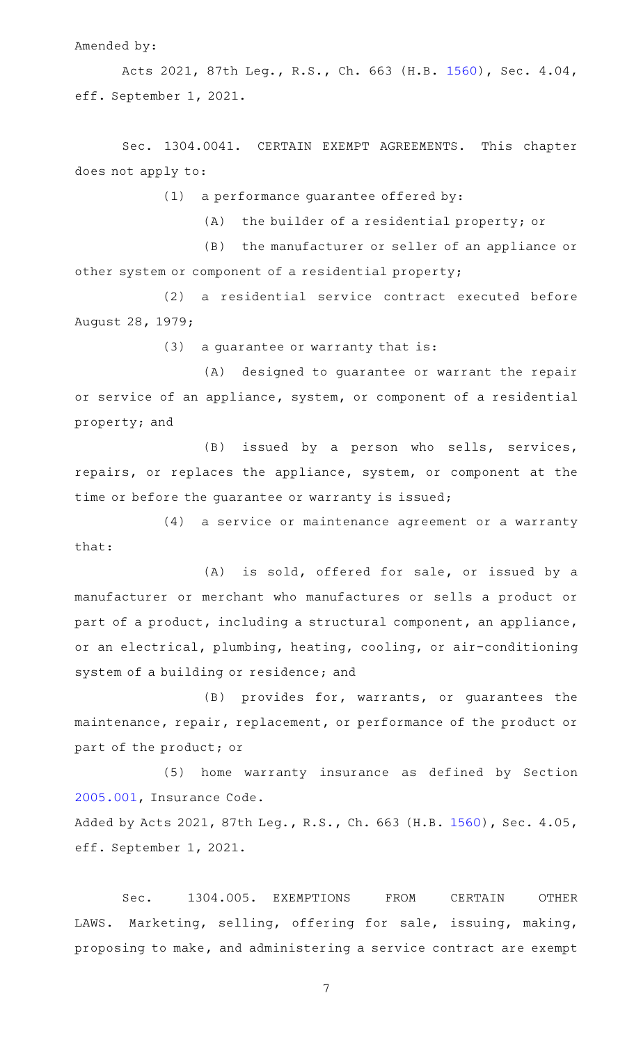Amended by:

Acts 2021, 87th Leg., R.S., Ch. 663 (H.B. 1560), Sec. 4.04, eff. September 1, 2021.

Sec. 1304.0041. CERTAIN EXEMPT AGREEMENTS. This chapter does not apply to:

(1) a performance guarantee offered by:

(A) the builder of a residential property; or

(B) the manufacturer or seller of an appliance or other system or component of a residential property;

(2) a residential service contract executed before August 28, 1979;

(3) a guarantee or warranty that is:

(A) designed to guarantee or warrant the repair or service of an appliance, system, or component of a residential property; and

(B) issued by a person who sells, services, repairs, or replaces the appliance, system, or component at the time or before the guarantee or warranty is issued;

(4) a service or maintenance agreement or a warranty that:

(A) is sold, offered for sale, or issued by a manufacturer or merchant who manufactures or sells a product or part of a product, including a structural component, an appliance, or an electrical, plumbing, heating, cooling, or air-conditioning system of a building or residence; and

(B) provides for, warrants, or guarantees the maintenance, repair, replacement, or performance of the product or part of the product; or

(5) home warranty insurance as defined by Section 2005.001, Insurance Code.

Added by Acts 2021, 87th Leg., R.S., Ch. 663 (H.B. 1560), Sec. 4.05, eff. September 1, 2021.

Sec. 1304.005. EXEMPTIONS FROM CERTAIN OTHER LAWS. Marketing, selling, offering for sale, issuing, making, proposing to make, and administering a service contract are exempt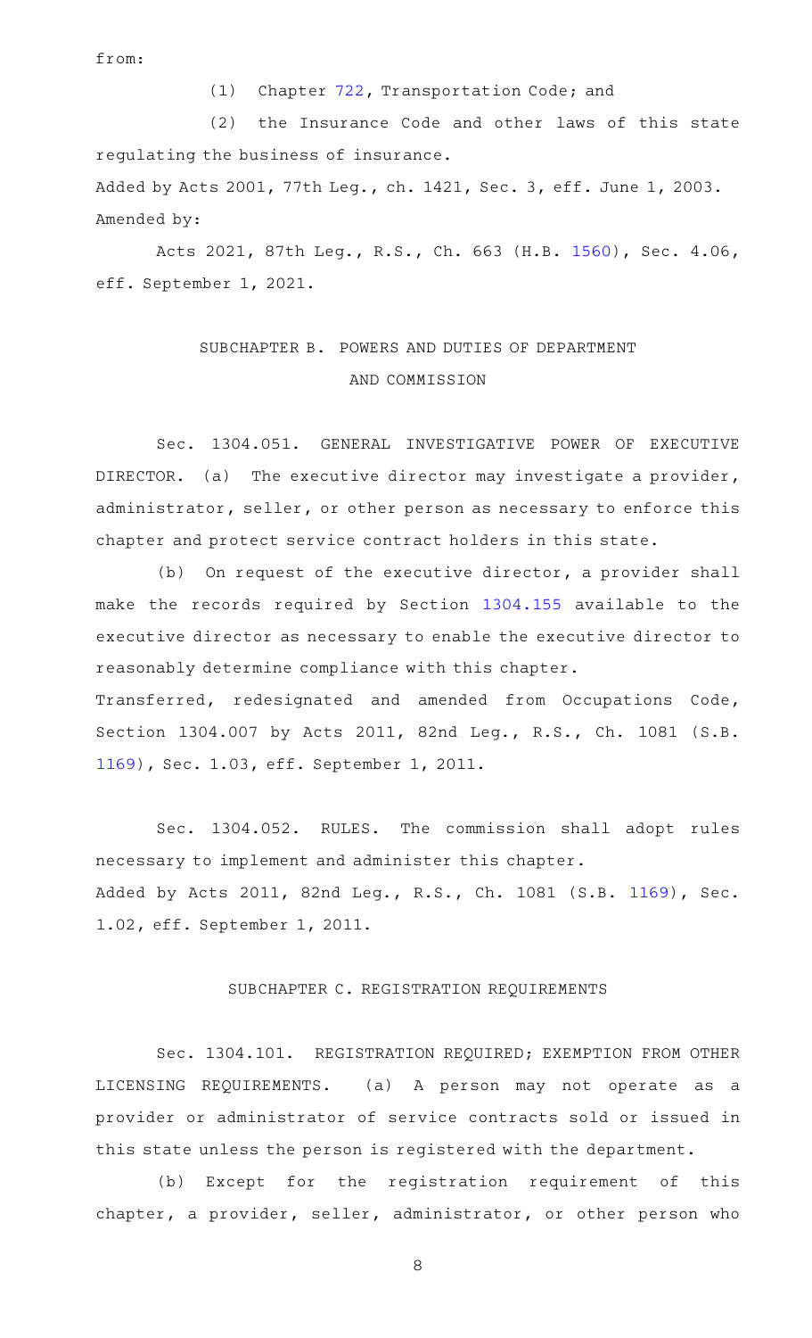from:

(1) Chapter 722, Transportation Code; and

(2) the Insurance Code and other laws of this state regulating the business of insurance.

Added by Acts 2001, 77th Leg., ch. 1421, Sec. 3, eff. June 1, 2003.
Amended by:

Acts 2021, 87th Leg., R.S., Ch. 663 (H.B. 1560), Sec. 4.06, eff. September 1, 2021.

## SUBCHAPTER B. POWERS AND DUTIES OF DEPARTMENT AND COMMISSION

Sec. 1304.051. GENERAL INVESTIGATIVE POWER OF EXECUTIVE DIRECTOR. (a) The executive director may investigate a provider, administrator, seller, or other person as necessary to enforce this chapter and protect service contract holders in this state.

(b) On request of the executive director, a provider shall make the records required by Section 1304.155 available to the executive director as necessary to enable the executive director to reasonably determine compliance with this chapter.

Transferred, redesignated and amended from Occupations Code, Section 1304.007 by Acts 2011, 82nd Leg., R.S., Ch. 1081 (S.B. 1169), Sec. 1.03, eff. September 1, 2011.

Sec. 1304.052. RULES. The commission shall adopt rules necessary to implement and administer this chapter.

Added by Acts 2011, 82nd Leg., R.S., Ch. 1081 (S.B. 1169), Sec. 1.02, eff. September 1, 2011.

## SUBCHAPTER C. REGISTRATION REQUIREMENTS

Sec. 1304.101. REGISTRATION REQUIRED; EXEMPTION FROM OTHER LICENSING REQUIREMENTS. (a) A person may not operate as a provider or administrator of service contracts sold or issued in this state unless the person is registered with the department.

(b) Except for the registration requirement of this chapter, a provider, seller, administrator, or other person who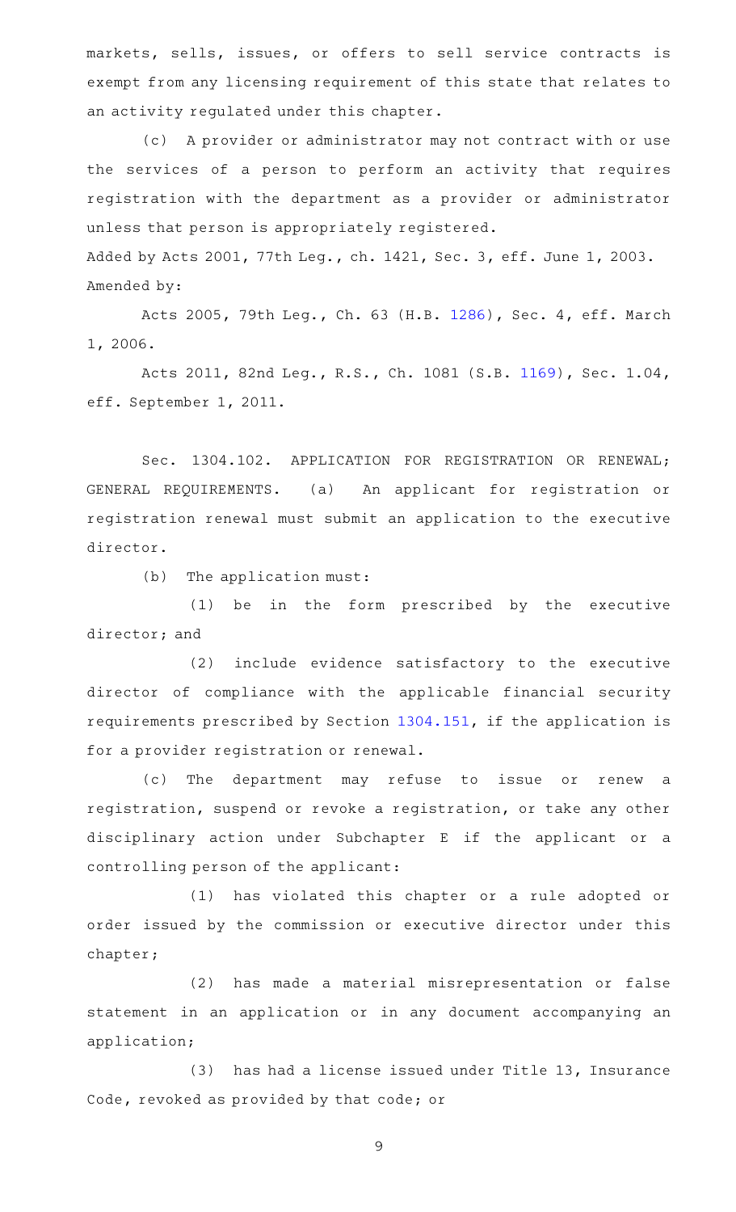markets, sells, issues, or offers to sell service contracts is exempt from any licensing requirement of this state that relates to an activity regulated under this chapter.

(c) A provider or administrator may not contract with or use the services of a person to perform an activity that requires registration with the department as a provider or administrator unless that person is appropriately registered.

Added by Acts 2001, 77th Leg., ch. 1421, Sec. 3, eff. June 1, 2003.
Amended by:

Acts 2005, 79th Leg., Ch. 63 (H.B. 1286), Sec. 4, eff. March 1, 2006.

Acts 2011, 82nd Leg., R.S., Ch. 1081 (S.B. 1169), Sec. 1.04, eff. September 1, 2011.

Sec. 1304.102. APPLICATION FOR REGISTRATION OR RENEWAL; GENERAL REQUIREMENTS. (a) An applicant for registration or registration renewal must submit an application to the executive director.

(b) The application must:

(1) be in the form prescribed by the executive director; and

(2) include evidence satisfactory to the executive director of compliance with the applicable financial security requirements prescribed by Section 1304.151, if the application is for a provider registration or renewal.

(c) The department may refuse to issue or renew a registration, suspend or revoke a registration, or take any other disciplinary action under Subchapter E if the applicant or a controlling person of the applicant:

(1) has violated this chapter or a rule adopted or order issued by the commission or executive director under this chapter;

(2) has made a material misrepresentation or false statement in an application or in any document accompanying an application;

(3) has had a license issued under Title 13, Insurance Code, revoked as provided by that code; or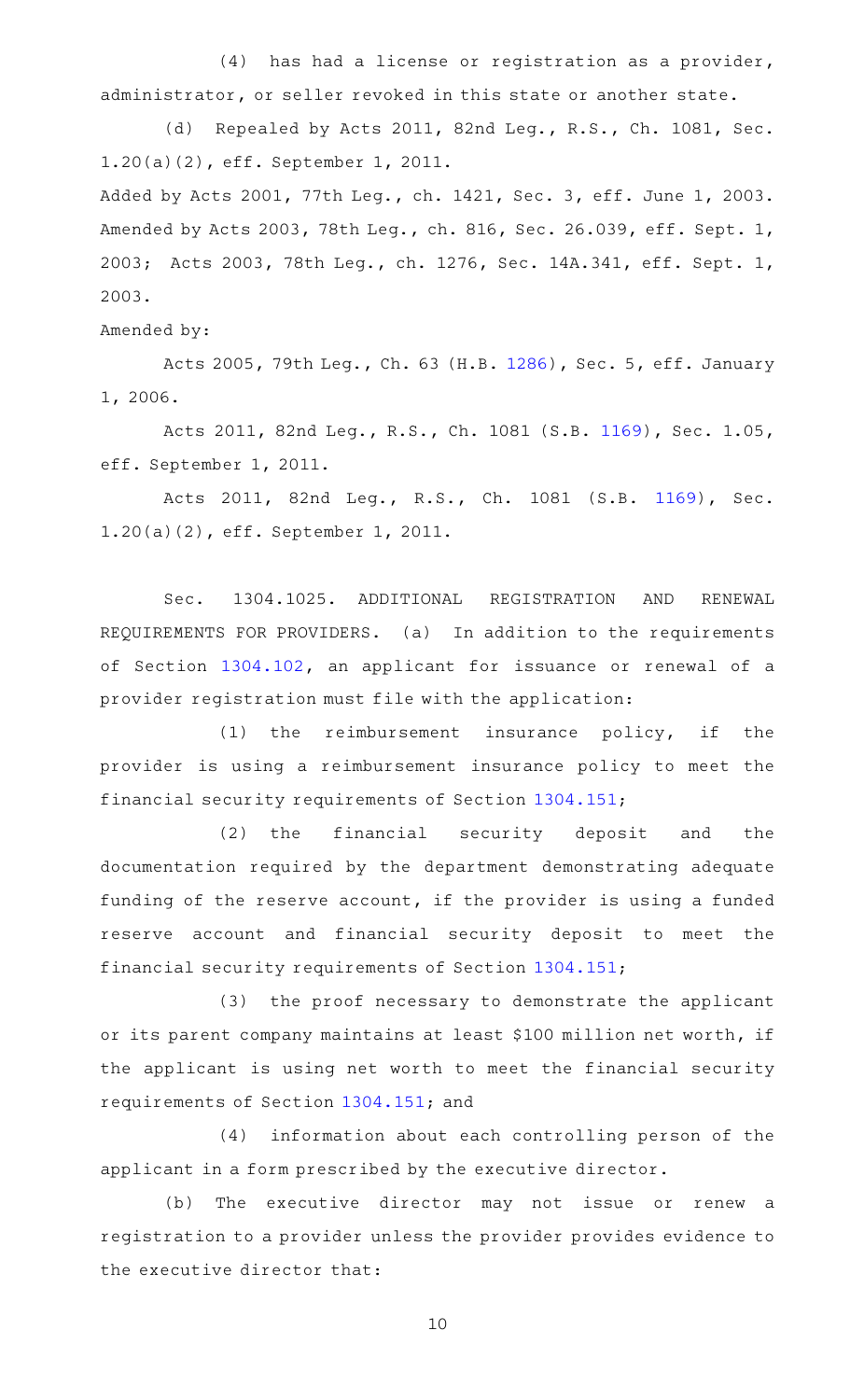(4) has had a license or registration as a provider, administrator, or seller revoked in this state or another state.

(d) Repealed by Acts 2011, 82nd Leg., R.S., Ch. 1081, Sec. 1.20(a)(2), eff. September 1, 2011.

Added by Acts 2001, 77th Leg., ch. 1421, Sec. 3, eff. June 1, 2003. Amended by Acts 2003, 78th Leg., ch. 816, Sec. 26.039, eff. Sept. 1, 2003; Acts 2003, 78th Leg., ch. 1276, Sec. 14A.341, eff. Sept. 1, 2003.

Amended by:

Acts 2005, 79th Leg., Ch. 63 (H.B. 1286), Sec. 5, eff. January 1, 2006.

Acts 2011, 82nd Leg., R.S., Ch. 1081 (S.B. 1169), Sec. 1.05, eff. September 1, 2011.

Acts 2011, 82nd Leg., R.S., Ch. 1081 (S.B. 1169), Sec. 1.20(a)(2), eff. September 1, 2011.

Sec. 1304.1025. ADDITIONAL REGISTRATION AND RENEWAL REQUIREMENTS FOR PROVIDERS. (a) In addition to the requirements of Section 1304.102, an applicant for issuance or renewal of a provider registration must file with the application:

(1) the reimbursement insurance policy, if the provider is using a reimbursement insurance policy to meet the financial security requirements of Section 1304.151;

(2) the financial security deposit and the documentation required by the department demonstrating adequate funding of the reserve account, if the provider is using a funded reserve account and financial security deposit to meet the financial security requirements of Section 1304.151;

(3) the proof necessary to demonstrate the applicant or its parent company maintains at least $100 million net worth, if the applicant is using net worth to meet the financial security requirements of Section 1304.151; and

(4) information about each controlling person of the applicant in a form prescribed by the executive director.

(b) The executive director may not issue or renew a registration to a provider unless the provider provides evidence to the executive director that: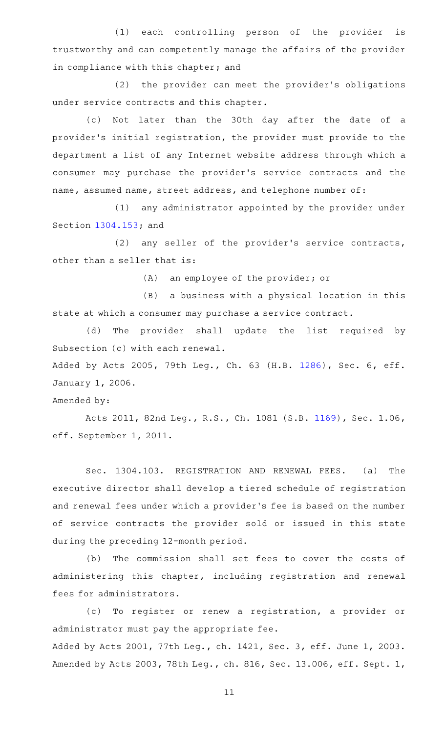(1) each controlling person of the provider is trustworthy and can competently manage the affairs of the provider in compliance with this chapter; and

(2) the provider can meet the provider's obligations under service contracts and this chapter.

(c) Not later than the 30th day after the date of a provider's initial registration, the provider must provide to the department a list of any Internet website address through which a consumer may purchase the provider's service contracts and the name, assumed name, street address, and telephone number of:

(1) any administrator appointed by the provider under Section 1304.153; and

(2) any seller of the provider's service contracts, other than a seller that is:

(A) an employee of the provider; or

(B) a business with a physical location in this state at which a consumer may purchase a service contract.

(d) The provider shall update the list required by Subsection (c) with each renewal.

Added by Acts 2005, 79th Leg., Ch. 63 (H.B. 1286), Sec. 6, eff. January 1, 2006.

Amended by:

Acts 2011, 82nd Leg., R.S., Ch. 1081 (S.B. 1169), Sec. 1.06, eff. September 1, 2011.

Sec. 1304.103. REGISTRATION AND RENEWAL FEES. (a) The executive director shall develop a tiered schedule of registration and renewal fees under which a provider's fee is based on the number of service contracts the provider sold or issued in this state during the preceding 12-month period.

(b) The commission shall set fees to cover the costs of administering this chapter, including registration and renewal fees for administrators.

(c) To register or renew a registration, a provider or administrator must pay the appropriate fee.

Added by Acts 2001, 77th Leg., ch. 1421, Sec. 3, eff. June 1, 2003. Amended by Acts 2003, 78th Leg., ch. 816, Sec. 13.006, eff. Sept. 1,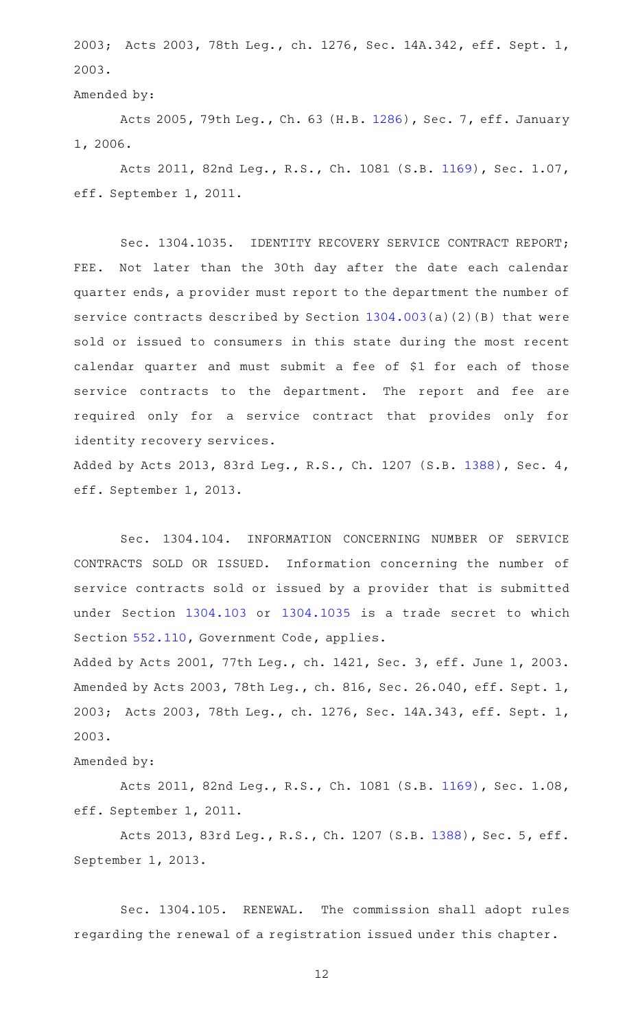2003; Acts 2003, 78th Leg., ch. 1276, Sec. 14A.342, eff. Sept. 1, 2003.

Amended by:

Acts 2005, 79th Leg., Ch. 63 (H.B. 1286), Sec. 7, eff. January 1, 2006.

Acts 2011, 82nd Leg., R.S., Ch. 1081 (S.B. 1169), Sec. 1.07, eff. September 1, 2011.

Sec. 1304.1035. IDENTITY RECOVERY SERVICE CONTRACT REPORT; FEE. Not later than the 30th day after the date each calendar quarter ends, a provider must report to the department the number of service contracts described by Section 1304.003(a)(2)(B) that were sold or issued to consumers in this state during the most recent calendar quarter and must submit a fee of $1 for each of those service contracts to the department. The report and fee are required only for a service contract that provides only for identity recovery services.

Added by Acts 2013, 83rd Leg., R.S., Ch. 1207 (S.B. 1388), Sec. 4, eff. September 1, 2013.

Sec. 1304.104. INFORMATION CONCERNING NUMBER OF SERVICE CONTRACTS SOLD OR ISSUED. Information concerning the number of service contracts sold or issued by a provider that is submitted under Section 1304.103 or 1304.1035 is a trade secret to which Section 552.110, Government Code, applies.

Added by Acts 2001, 77th Leg., ch. 1421, Sec. 3, eff. June 1, 2003. Amended by Acts 2003, 78th Leg., ch. 816, Sec. 26.040, eff. Sept. 1, 2003; Acts 2003, 78th Leg., ch. 1276, Sec. 14A.343, eff. Sept. 1, 2003.

Amended by:

Acts 2011, 82nd Leg., R.S., Ch. 1081 (S.B. 1169), Sec. 1.08, eff. September 1, 2011.

Acts 2013, 83rd Leg., R.S., Ch. 1207 (S.B. 1388), Sec. 5, eff. September 1, 2013.

Sec. 1304.105. RENEWAL. The commission shall adopt rules regarding the renewal of a registration issued under this chapter.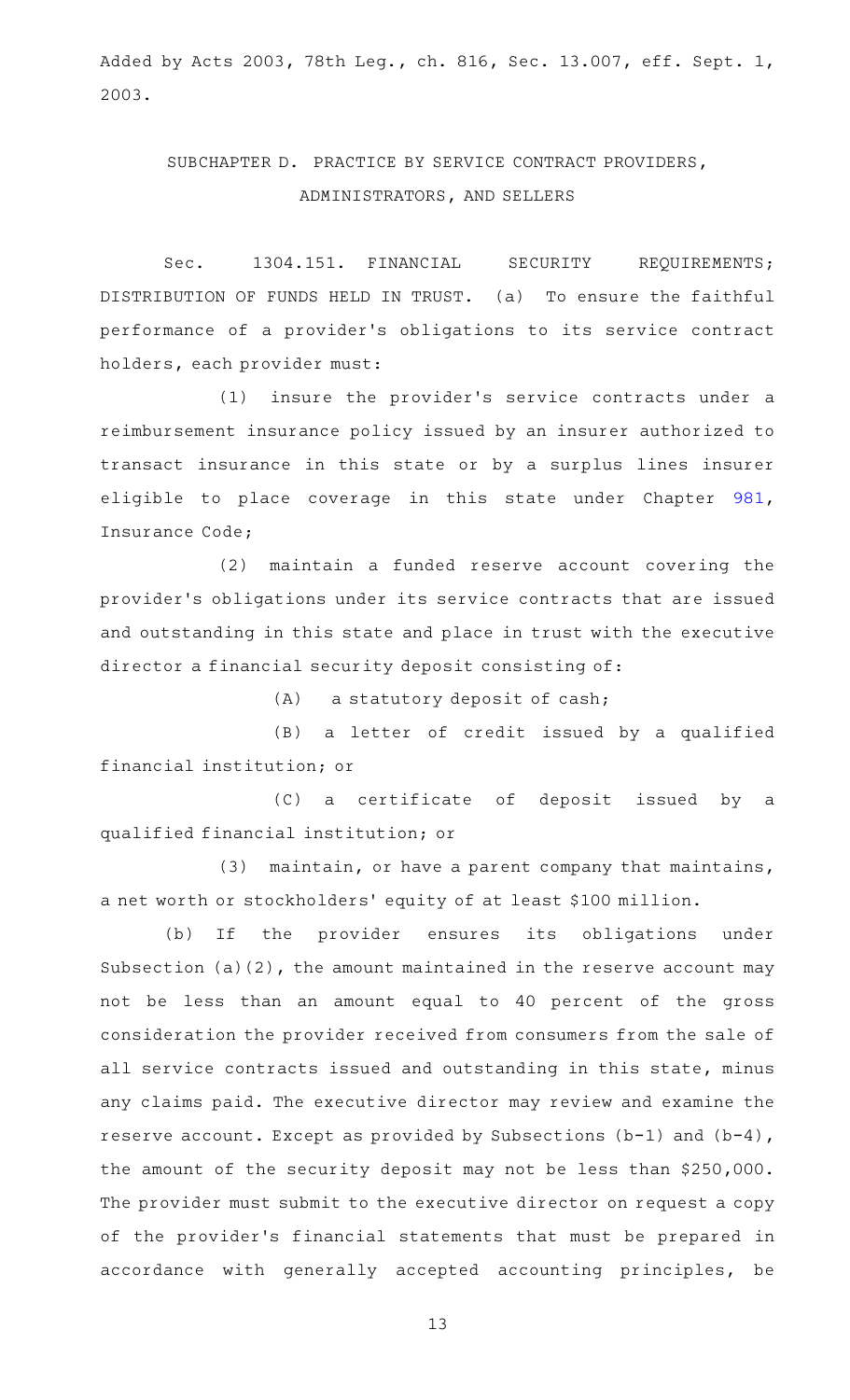Added by Acts 2003, 78th Leg., ch. 816, Sec. 13.007, eff. Sept. 1, 2003.

## SUBCHAPTER D. PRACTICE BY SERVICE CONTRACT PROVIDERS, ADMINISTRATORS, AND SELLERS

Sec. 1304.151. FINANCIAL SECURITY REQUIREMENTS; DISTRIBUTION OF FUNDS HELD IN TRUST. (a) To ensure the faithful performance of a provider's obligations to its service contract holders, each provider must:

(1) insure the provider's service contracts under a reimbursement insurance policy issued by an insurer authorized to transact insurance in this state or by a surplus lines insurer eligible to place coverage in this state under Chapter 981, Insurance Code;

(2) maintain a funded reserve account covering the provider's obligations under its service contracts that are issued and outstanding in this state and place in trust with the executive director a financial security deposit consisting of:

(A) a statutory deposit of cash;

(B) a letter of credit issued by a qualified financial institution; or

(C) a certificate of deposit issued by a qualified financial institution; or

(3) maintain, or have a parent company that maintains, a net worth or stockholders' equity of at least $100 million.

(b) If the provider ensures its obligations under Subsection (a)(2), the amount maintained in the reserve account may not be less than an amount equal to 40 percent of the gross consideration the provider received from consumers from the sale of all service contracts issued and outstanding in this state, minus any claims paid. The executive director may review and examine the reserve account. Except as provided by Subsections (b-1) and (b-4), the amount of the security deposit may not be less than $250,000. The provider must submit to the executive director on request a copy of the provider's financial statements that must be prepared in accordance with generally accepted accounting principles, be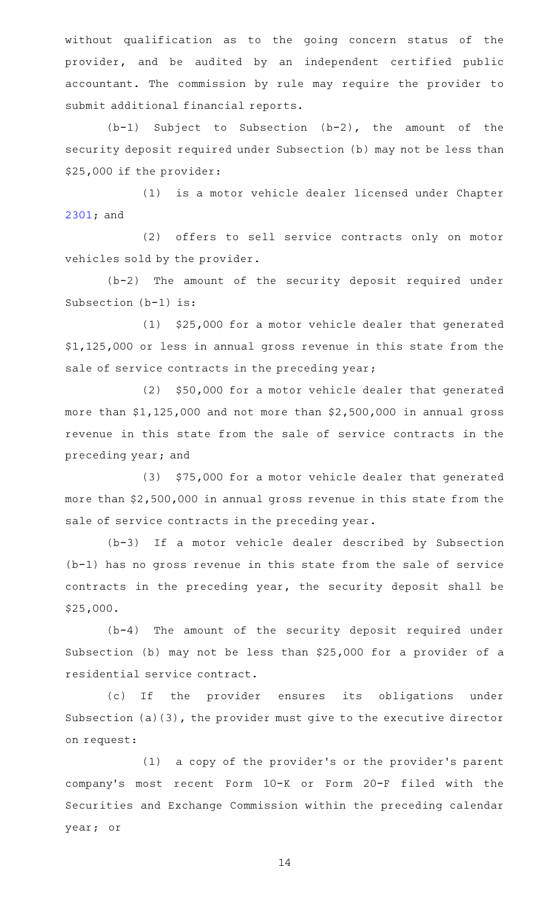without qualification as to the going concern status of the provider, and be audited by an independent certified public accountant. The commission by rule may require the provider to submit additional financial reports.

(b-1) Subject to Subsection (b-2), the amount of the security deposit required under Subsection (b) may not be less than $25,000 if the provider:

(1) is a motor vehicle dealer licensed under Chapter 2301; and

(2) offers to sell service contracts only on motor vehicles sold by the provider.

(b-2) The amount of the security deposit required under Subsection (b-1) is:

(1) $25,000 for a motor vehicle dealer that generated $1,125,000 or less in annual gross revenue in this state from the sale of service contracts in the preceding year;

(2) $50,000 for a motor vehicle dealer that generated more than $1,125,000 and not more than $2,500,000 in annual gross revenue in this state from the sale of service contracts in the preceding year; and

(3) $75,000 for a motor vehicle dealer that generated more than $2,500,000 in annual gross revenue in this state from the sale of service contracts in the preceding year.

(b-3) If a motor vehicle dealer described by Subsection (b-1) has no gross revenue in this state from the sale of service contracts in the preceding year, the security deposit shall be $25,000.

(b-4) The amount of the security deposit required under Subsection (b) may not be less than $25,000 for a provider of a residential service contract.

(c) If the provider ensures its obligations under Subsection (a)(3), the provider must give to the executive director on request:

(1) a copy of the provider's or the provider's parent company's most recent Form 10-K or Form 20-F filed with the Securities and Exchange Commission within the preceding calendar year; or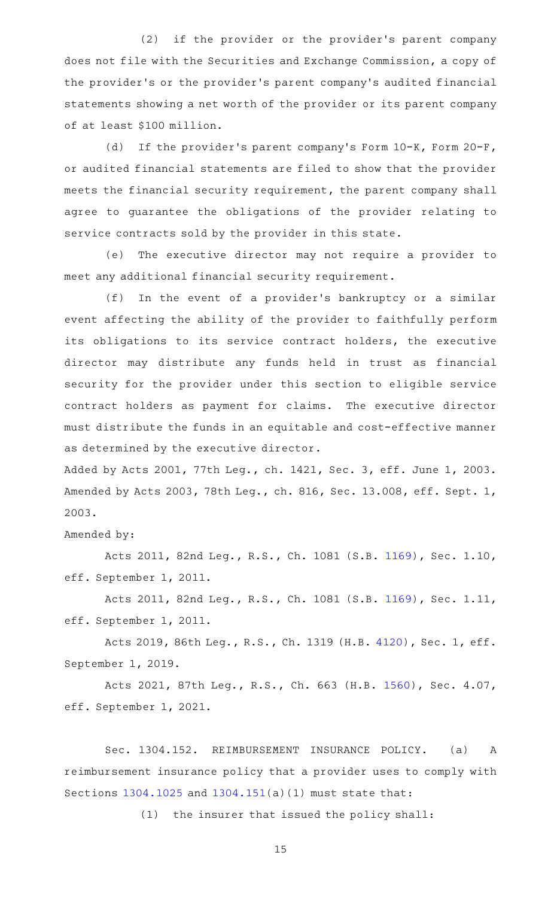(2) if the provider or the provider's parent company does not file with the Securities and Exchange Commission, a copy of the provider's or the provider's parent company's audited financial statements showing a net worth of the provider or its parent company of at least $100 million.

(d) If the provider's parent company's Form 10-K, Form 20-F, or audited financial statements are filed to show that the provider meets the financial security requirement, the parent company shall agree to guarantee the obligations of the provider relating to service contracts sold by the provider in this state.

(e) The executive director may not require a provider to meet any additional financial security requirement.

(f) In the event of a provider's bankruptcy or a similar event affecting the ability of the provider to faithfully perform its obligations to its service contract holders, the executive director may distribute any funds held in trust as financial security for the provider under this section to eligible service contract holders as payment for claims. The executive director must distribute the funds in an equitable and cost-effective manner as determined by the executive director.

Added by Acts 2001, 77th Leg., ch. 1421, Sec. 3, eff. June 1, 2003. Amended by Acts 2003, 78th Leg., ch. 816, Sec. 13.008, eff. Sept. 1, 2003.

Amended by:

Acts 2011, 82nd Leg., R.S., Ch. 1081 (S.B. 1169), Sec. 1.10, eff. September 1, 2011.

Acts 2011, 82nd Leg., R.S., Ch. 1081 (S.B. 1169), Sec. 1.11, eff. September 1, 2011.

Acts 2019, 86th Leg., R.S., Ch. 1319 (H.B. 4120), Sec. 1, eff. September 1, 2019.

Acts 2021, 87th Leg., R.S., Ch. 663 (H.B. 1560), Sec. 4.07, eff. September 1, 2021.

Sec. 1304.152. REIMBURSEMENT INSURANCE POLICY. (a) A reimbursement insurance policy that a provider uses to comply with Sections 1304.1025 and 1304.151(a)(1) must state that:

(1) the insurer that issued the policy shall: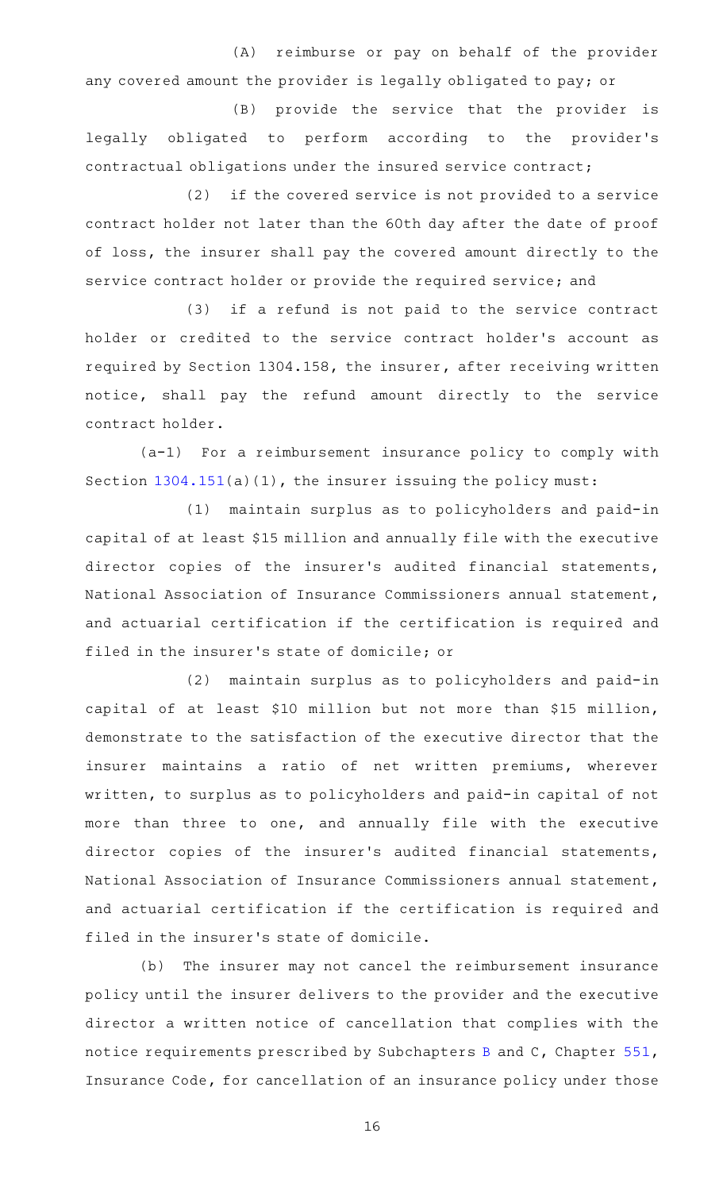(A) reimburse or pay on behalf of the provider any covered amount the provider is legally obligated to pay; or

(B) provide the service that the provider is legally obligated to perform according to the provider's contractual obligations under the insured service contract;

(2) if the covered service is not provided to a service contract holder not later than the 60th day after the date of proof of loss, the insurer shall pay the covered amount directly to the service contract holder or provide the required service; and

(3) if a refund is not paid to the service contract holder or credited to the service contract holder's account as required by Section 1304.158, the insurer, after receiving written notice, shall pay the refund amount directly to the service contract holder.

(a-1) For a reimbursement insurance policy to comply with Section 1304.151(a)(1), the insurer issuing the policy must:

(1) maintain surplus as to policyholders and paid-in capital of at least $15 million and annually file with the executive director copies of the insurer's audited financial statements, National Association of Insurance Commissioners annual statement, and actuarial certification if the certification is required and filed in the insurer's state of domicile; or

(2) maintain surplus as to policyholders and paid-in capital of at least $10 million but not more than $15 million, demonstrate to the satisfaction of the executive director that the insurer maintains a ratio of net written premiums, wherever written, to surplus as to policyholders and paid-in capital of not more than three to one, and annually file with the executive director copies of the insurer's audited financial statements, National Association of Insurance Commissioners annual statement, and actuarial certification if the certification is required and filed in the insurer's state of domicile.

(b) The insurer may not cancel the reimbursement insurance policy until the insurer delivers to the provider and the executive director a written notice of cancellation that complies with the notice requirements prescribed by Subchapters B and C, Chapter 551, Insurance Code, for cancellation of an insurance policy under those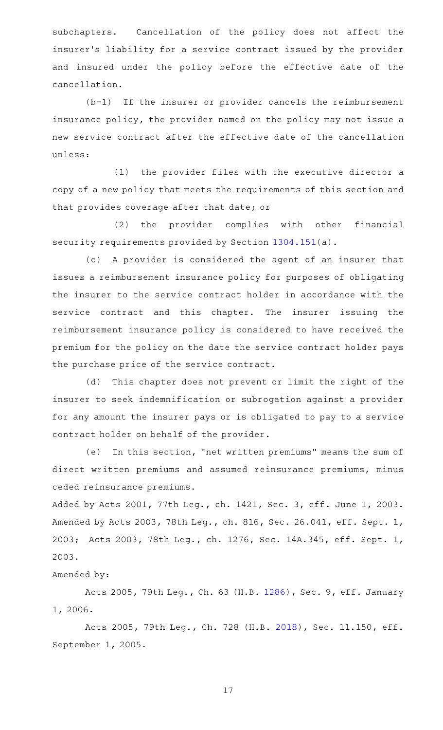subchapters. Cancellation of the policy does not affect the insurer's liability for a service contract issued by the provider and insured under the policy before the effective date of the cancellation.

(b-1) If the insurer or provider cancels the reimbursement insurance policy, the provider named on the policy may not issue a new service contract after the effective date of the cancellation unless:

(1) the provider files with the executive director a copy of a new policy that meets the requirements of this section and that provides coverage after that date; or

(2) the provider complies with other financial security requirements provided by Section 1304.151(a).

(c) A provider is considered the agent of an insurer that issues a reimbursement insurance policy for purposes of obligating the insurer to the service contract holder in accordance with the service contract and this chapter. The insurer issuing the reimbursement insurance policy is considered to have received the premium for the policy on the date the service contract holder pays the purchase price of the service contract.

(d) This chapter does not prevent or limit the right of the insurer to seek indemnification or subrogation against a provider for any amount the insurer pays or is obligated to pay to a service contract holder on behalf of the provider.

(e) In this section, "net written premiums" means the sum of direct written premiums and assumed reinsurance premiums, minus ceded reinsurance premiums.

Added by Acts 2001, 77th Leg., ch. 1421, Sec. 3, eff. June 1, 2003. Amended by Acts 2003, 78th Leg., ch. 816, Sec. 26.041, eff. Sept. 1, 2003; Acts 2003, 78th Leg., ch. 1276, Sec. 14A.345, eff. Sept. 1, 2003.

Amended by:

Acts 2005, 79th Leg., Ch. 63 (H.B. 1286), Sec. 9, eff. January 1, 2006.

Acts 2005, 79th Leg., Ch. 728 (H.B. 2018), Sec. 11.150, eff. September 1, 2005.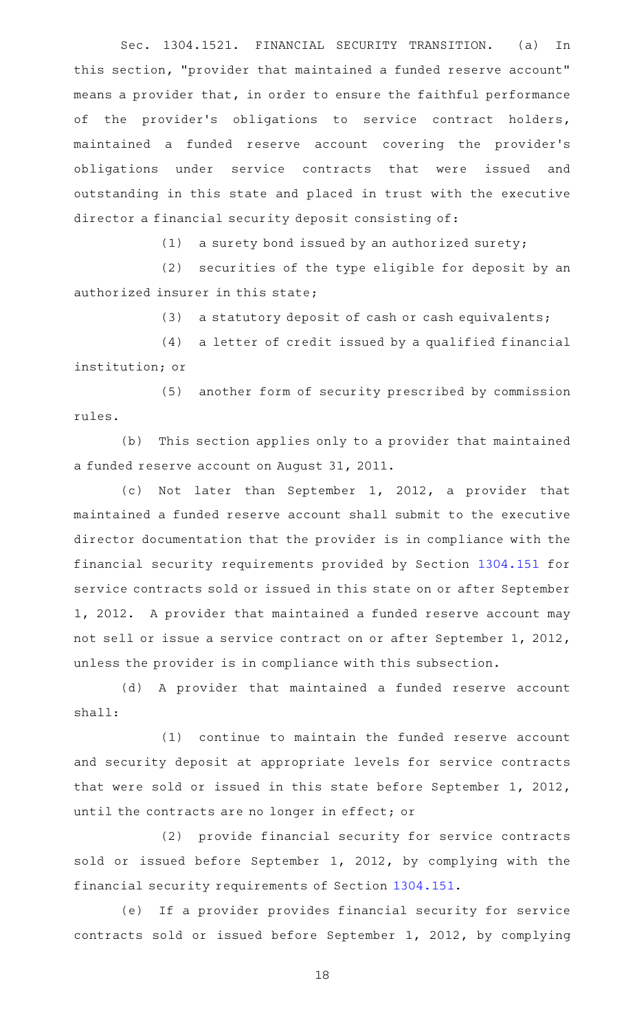Sec. 1304.1521. FINANCIAL SECURITY TRANSITION. (a) In this section, "provider that maintained a funded reserve account" means a provider that, in order to ensure the faithful performance of the provider's obligations to service contract holders, maintained a funded reserve account covering the provider's obligations under service contracts that were issued and outstanding in this state and placed in trust with the executive director a financial security deposit consisting of:

(1) a surety bond issued by an authorized surety;

(2) securities of the type eligible for deposit by an authorized insurer in this state;

(3) a statutory deposit of cash or cash equivalents;

(4) a letter of credit issued by a qualified financial institution; or

(5) another form of security prescribed by commission rules.

(b) This section applies only to a provider that maintained a funded reserve account on August 31, 2011.

(c) Not later than September 1, 2012, a provider that maintained a funded reserve account shall submit to the executive director documentation that the provider is in compliance with the financial security requirements provided by Section 1304.151 for service contracts sold or issued in this state on or after September 1, 2012. A provider that maintained a funded reserve account may not sell or issue a service contract on or after September 1, 2012, unless the provider is in compliance with this subsection.

(d) A provider that maintained a funded reserve account shall:

(1) continue to maintain the funded reserve account and security deposit at appropriate levels for service contracts that were sold or issued in this state before September 1, 2012, until the contracts are no longer in effect; or

(2) provide financial security for service contracts sold or issued before September 1, 2012, by complying with the financial security requirements of Section 1304.151.

(e) If a provider provides financial security for service contracts sold or issued before September 1, 2012, by complying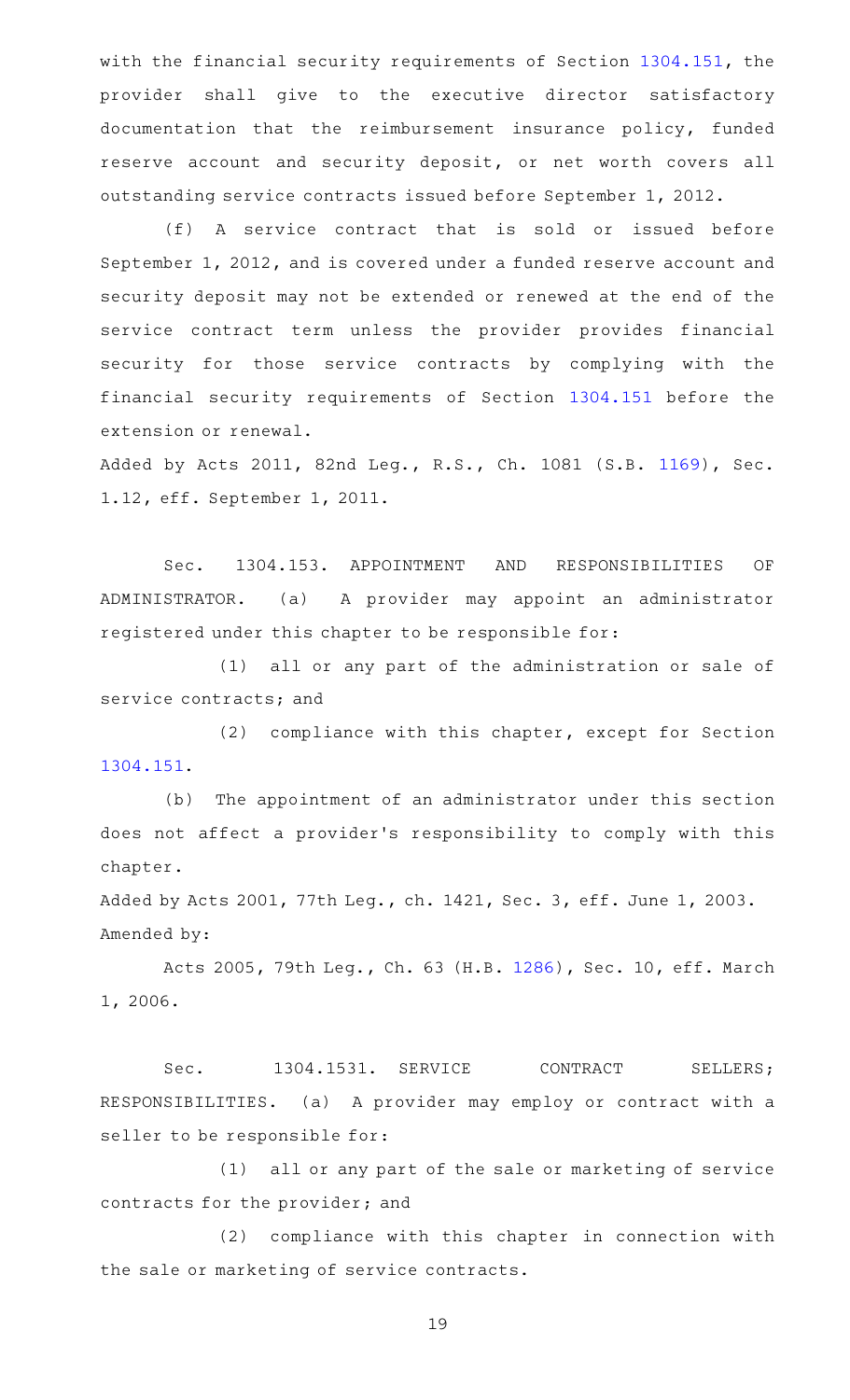with the financial security requirements of Section 1304.151, the provider shall give to the executive director satisfactory documentation that the reimbursement insurance policy, funded reserve account and security deposit, or net worth covers all outstanding service contracts issued before September 1, 2012.

(f) A service contract that is sold or issued before September 1, 2012, and is covered under a funded reserve account and security deposit may not be extended or renewed at the end of the service contract term unless the provider provides financial security for those service contracts by complying with the financial security requirements of Section 1304.151 before the extension or renewal.

Added by Acts 2011, 82nd Leg., R.S., Ch. 1081 (S.B. 1169), Sec. 1.12, eff. September 1, 2011.

Sec. 1304.153. APPOINTMENT AND RESPONSIBILITIES OF ADMINISTRATOR. (a) A provider may appoint an administrator registered under this chapter to be responsible for:

(1) all or any part of the administration or sale of service contracts; and

(2) compliance with this chapter, except for Section 1304.151.

(b) The appointment of an administrator under this section does not affect a provider's responsibility to comply with this chapter.

Added by Acts 2001, 77th Leg., ch. 1421, Sec. 3, eff. June 1, 2003.
Amended by:

Acts 2005, 79th Leg., Ch. 63 (H.B. 1286), Sec. 10, eff. March 1, 2006.

Sec. 1304.1531. SERVICE CONTRACT SELLERS; RESPONSIBILITIES. (a) A provider may employ or contract with a seller to be responsible for:

(1) all or any part of the sale or marketing of service contracts for the provider; and

(2) compliance with this chapter in connection with the sale or marketing of service contracts.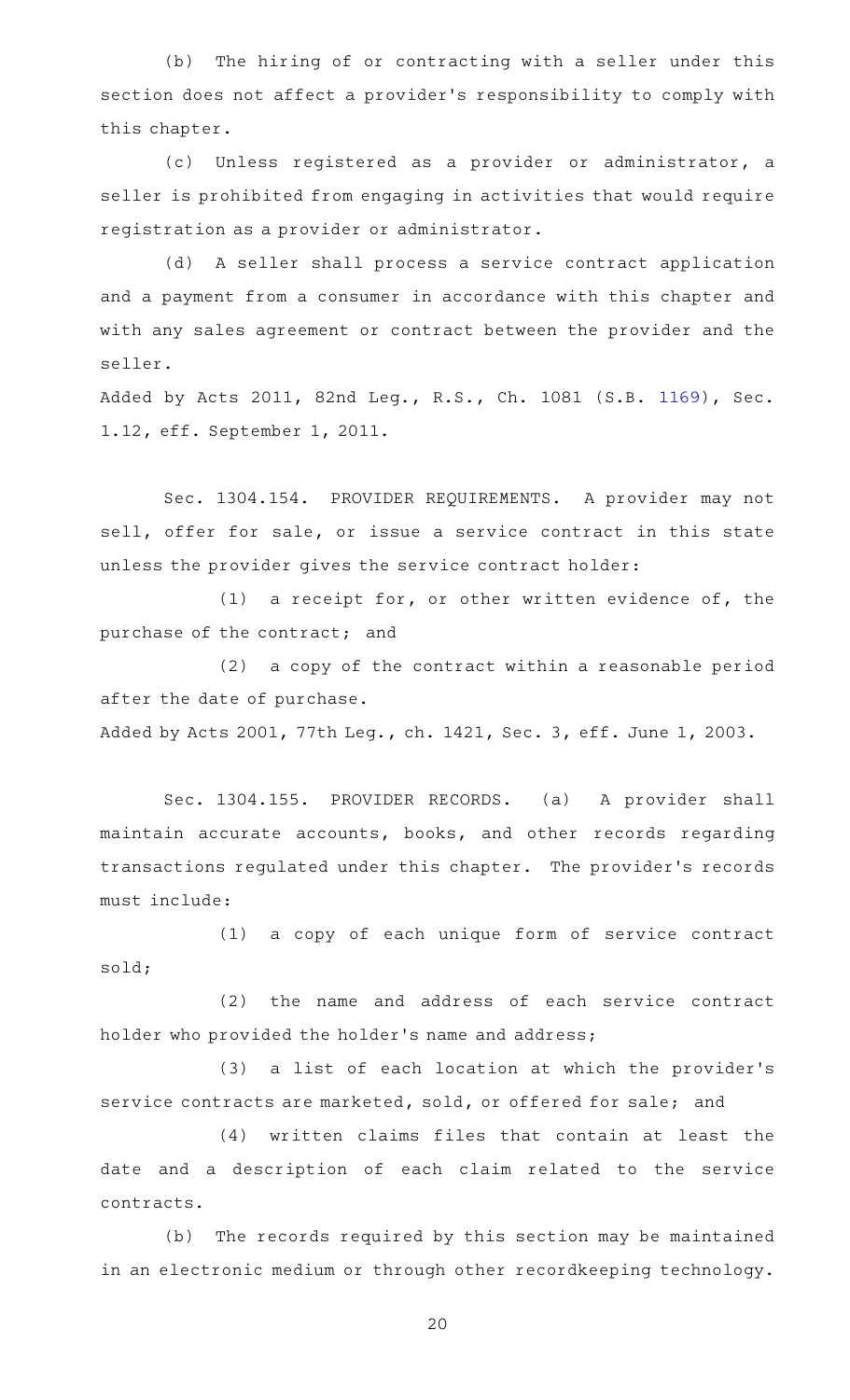(b) The hiring of or contracting with a seller under this section does not affect a provider's responsibility to comply with this chapter.

(c) Unless registered as a provider or administrator, a seller is prohibited from engaging in activities that would require registration as a provider or administrator.

(d) A seller shall process a service contract application and a payment from a consumer in accordance with this chapter and with any sales agreement or contract between the provider and the seller.

Added by Acts 2011, 82nd Leg., R.S., Ch. 1081 (S.B. 1169), Sec. 1.12, eff. September 1, 2011.

Sec. 1304.154. PROVIDER REQUIREMENTS. A provider may not sell, offer for sale, or issue a service contract in this state unless the provider gives the service contract holder:

(1) a receipt for, or other written evidence of, the purchase of the contract; and

(2) a copy of the contract within a reasonable period after the date of purchase.

Added by Acts 2001, 77th Leg., ch. 1421, Sec. 3, eff. June 1, 2003.

Sec. 1304.155. PROVIDER RECORDS. (a) A provider shall maintain accurate accounts, books, and other records regarding transactions regulated under this chapter. The provider's records must include:

(1) a copy of each unique form of service contract sold;

(2) the name and address of each service contract holder who provided the holder's name and address;

(3) a list of each location at which the provider's service contracts are marketed, sold, or offered for sale; and

(4) written claims files that contain at least the date and a description of each claim related to the service contracts.

(b) The records required by this section may be maintained in an electronic medium or through other recordkeeping technology.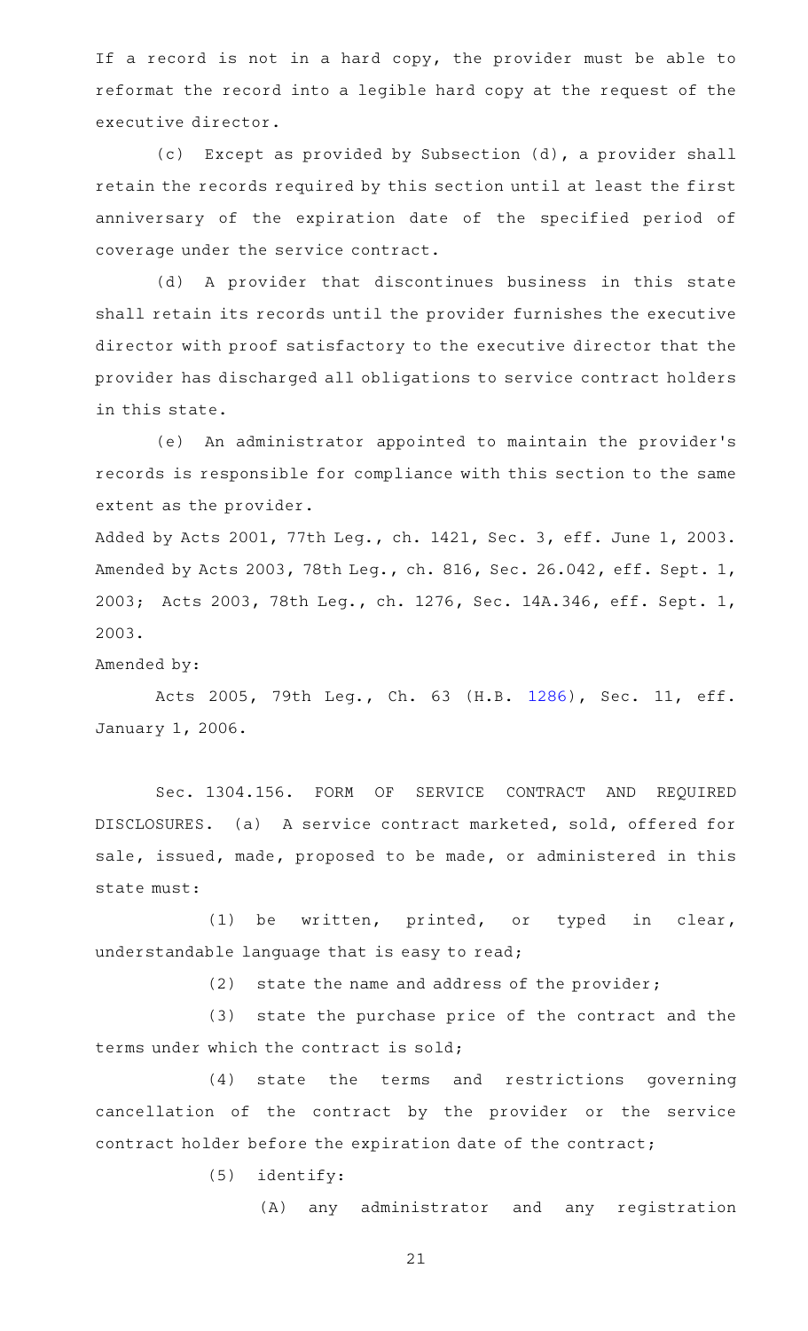If a record is not in a hard copy, the provider must be able to reformat the record into a legible hard copy at the request of the executive director.

(c) Except as provided by Subsection (d), a provider shall retain the records required by this section until at least the first anniversary of the expiration date of the specified period of coverage under the service contract.

(d) A provider that discontinues business in this state shall retain its records until the provider furnishes the executive director with proof satisfactory to the executive director that the provider has discharged all obligations to service contract holders in this state.

(e) An administrator appointed to maintain the provider's records is responsible for compliance with this section to the same extent as the provider.

Added by Acts 2001, 77th Leg., ch. 1421, Sec. 3, eff. June 1, 2003. Amended by Acts 2003, 78th Leg., ch. 816, Sec. 26.042, eff. Sept. 1, 2003; Acts 2003, 78th Leg., ch. 1276, Sec. 14A.346, eff. Sept. 1, 2003.

Amended by:

Acts 2005, 79th Leg., Ch. 63 (H.B. 1286), Sec. 11, eff. January 1, 2006.

Sec. 1304.156. FORM OF SERVICE CONTRACT AND REQUIRED DISCLOSURES. (a) A service contract marketed, sold, offered for sale, issued, made, proposed to be made, or administered in this state must:

(1) be written, printed, or typed in clear, understandable language that is easy to read;

(2) state the name and address of the provider;

(3) state the purchase price of the contract and the terms under which the contract is sold;

(4) state the terms and restrictions governing cancellation of the contract by the provider or the service contract holder before the expiration date of the contract;

(5) identify:

(A) any administrator and any registration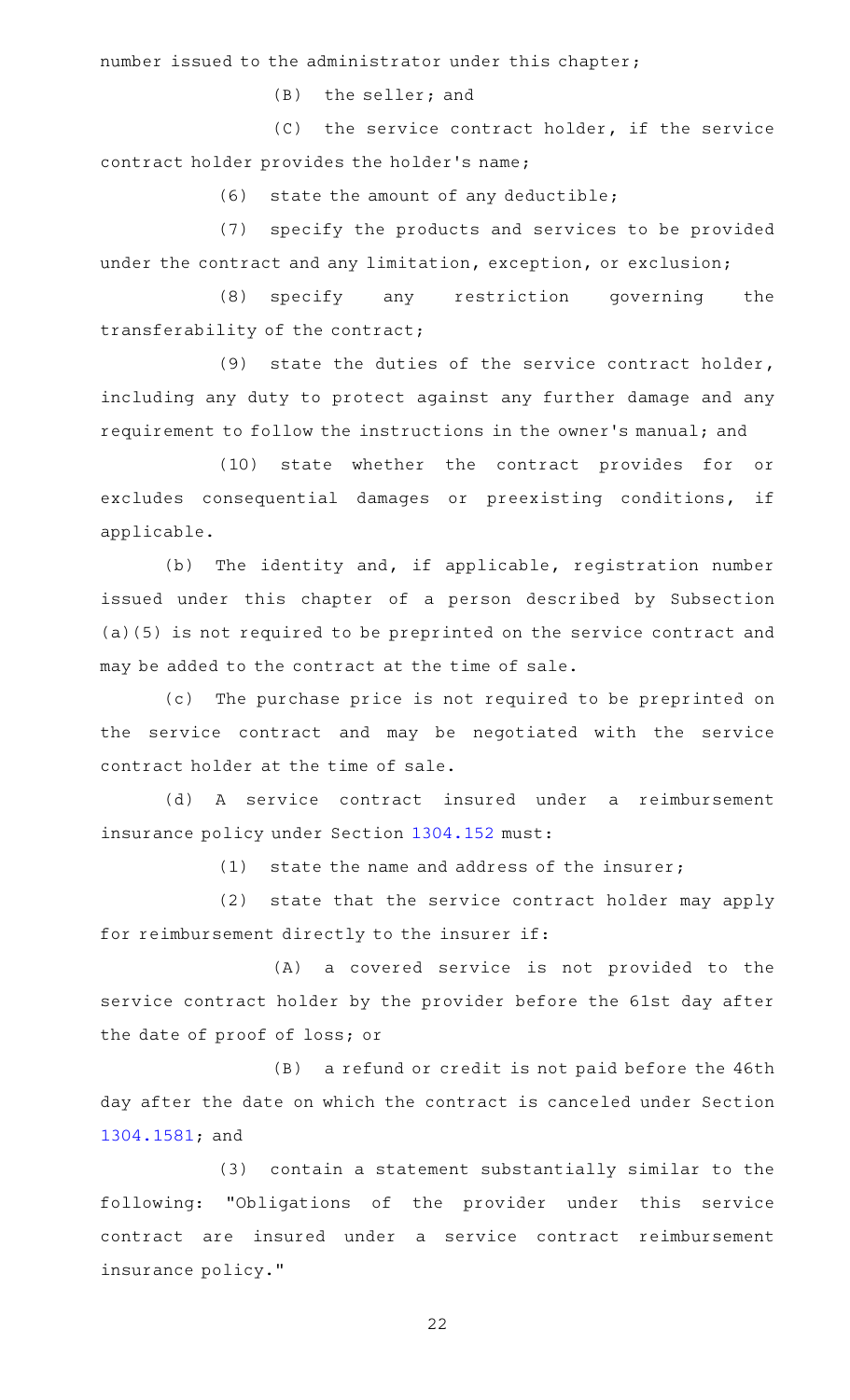number issued to the administrator under this chapter;

(B) the seller; and

(C) the service contract holder, if the service contract holder provides the holder's name;

(6) state the amount of any deductible;

(7) specify the products and services to be provided under the contract and any limitation, exception, or exclusion;

(8) specify any restriction governing the transferability of the contract;

(9) state the duties of the service contract holder, including any duty to protect against any further damage and any requirement to follow the instructions in the owner's manual; and

(10) state whether the contract provides for or excludes consequential damages or preexisting conditions, if applicable.

(b) The identity and, if applicable, registration number issued under this chapter of a person described by Subsection (a)(5) is not required to be preprinted on the service contract and may be added to the contract at the time of sale.

(c) The purchase price is not required to be preprinted on the service contract and may be negotiated with the service contract holder at the time of sale.

(d) A service contract insured under a reimbursement insurance policy under Section 1304.152 must:

(1) state the name and address of the insurer;

(2) state that the service contract holder may apply for reimbursement directly to the insurer if:

(A) a covered service is not provided to the service contract holder by the provider before the 61st day after the date of proof of loss; or

(B) a refund or credit is not paid before the 46th day after the date on which the contract is canceled under Section 1304.1581; and

(3) contain a statement substantially similar to the following: "Obligations of the provider under this service contract are insured under a service contract reimbursement insurance policy."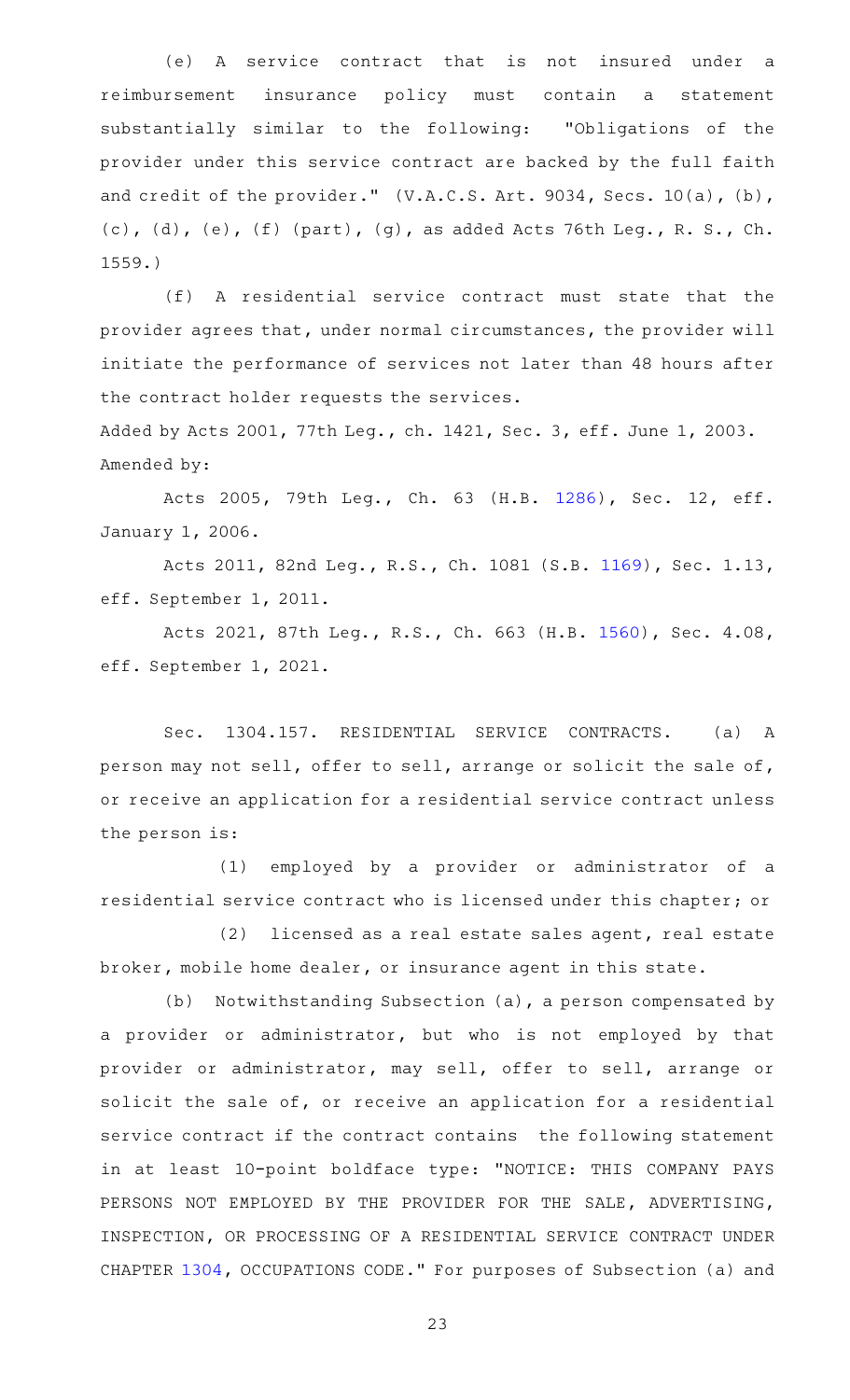(e) A service contract that is not insured under a reimbursement insurance policy must contain a statement substantially similar to the following: "Obligations of the provider under this service contract are backed by the full faith and credit of the provider." (V.A.C.S. Art. 9034, Secs. 10(a), (b), (c), (d), (e), (f) (part), (g), as added Acts 76th Leg., R. S., Ch. 1559.)

(f) A residential service contract must state that the provider agrees that, under normal circumstances, the provider will initiate the performance of services not later than 48 hours after the contract holder requests the services.

Added by Acts 2001, 77th Leg., ch. 1421, Sec. 3, eff. June 1, 2003.
Amended by:

Acts 2005, 79th Leg., Ch. 63 (H.B. 1286), Sec. 12, eff. January 1, 2006.

Acts 2011, 82nd Leg., R.S., Ch. 1081 (S.B. 1169), Sec. 1.13, eff. September 1, 2011.

Acts 2021, 87th Leg., R.S., Ch. 663 (H.B. 1560), Sec. 4.08, eff. September 1, 2021.

Sec. 1304.157. RESIDENTIAL SERVICE CONTRACTS. (a) A person may not sell, offer to sell, arrange or solicit the sale of, or receive an application for a residential service contract unless the person is:

(1) employed by a provider or administrator of a residential service contract who is licensed under this chapter; or

(2) licensed as a real estate sales agent, real estate broker, mobile home dealer, or insurance agent in this state.

(b) Notwithstanding Subsection (a), a person compensated by a provider or administrator, but who is not employed by that provider or administrator, may sell, offer to sell, arrange or solicit the sale of, or receive an application for a residential service contract if the contract contains the following statement in at least 10-point boldface type: "NOTICE: THIS COMPANY PAYS PERSONS NOT EMPLOYED BY THE PROVIDER FOR THE SALE, ADVERTISING, INSPECTION, OR PROCESSING OF A RESIDENTIAL SERVICE CONTRACT UNDER CHAPTER 1304, OCCUPATIONS CODE." For purposes of Subsection (a) and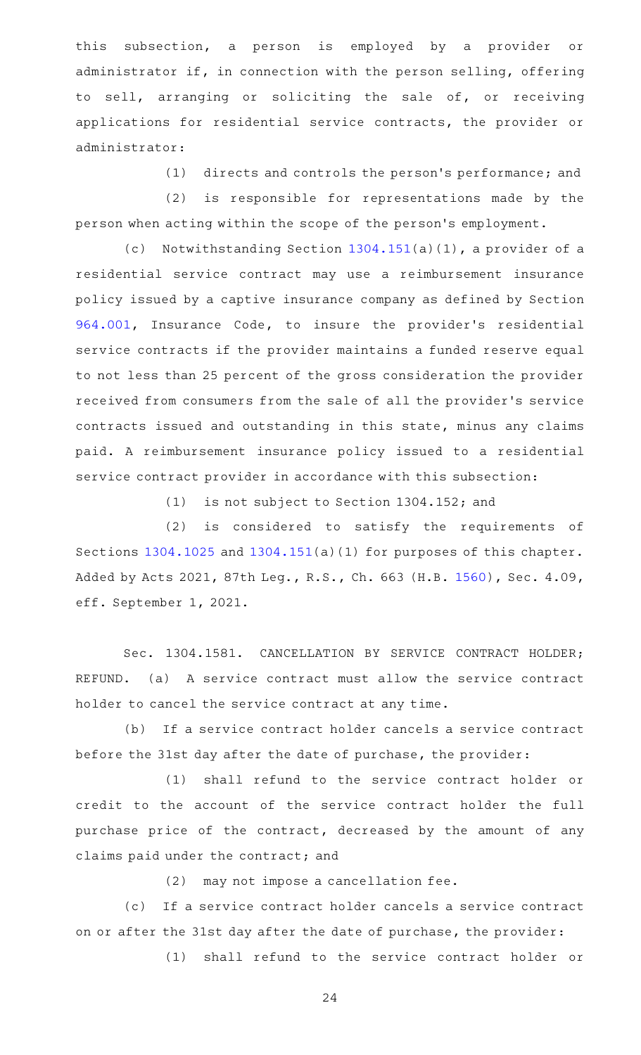this subsection, a person is employed by a provider or administrator if, in connection with the person selling, offering to sell, arranging or soliciting the sale of, or receiving applications for residential service contracts, the provider or administrator:

(1) directs and controls the person's performance; and

(2) is responsible for representations made by the person when acting within the scope of the person's employment.

(c) Notwithstanding Section 1304.151(a)(1), a provider of a residential service contract may use a reimbursement insurance policy issued by a captive insurance company as defined by Section 964.001, Insurance Code, to insure the provider's residential service contracts if the provider maintains a funded reserve equal to not less than 25 percent of the gross consideration the provider received from consumers from the sale of all the provider's service contracts issued and outstanding in this state, minus any claims paid. A reimbursement insurance policy issued to a residential service contract provider in accordance with this subsection:

(1) is not subject to Section 1304.152; and

(2) is considered to satisfy the requirements of Sections 1304.1025 and 1304.151(a)(1) for purposes of this chapter.

Added by Acts 2021, 87th Leg., R.S., Ch. 663 (H.B. 1560), Sec. 4.09, eff. September 1, 2021.

Sec. 1304.1581. CANCELLATION BY SERVICE CONTRACT HOLDER; REFUND. (a) A service contract must allow the service contract holder to cancel the service contract at any time.

(b) If a service contract holder cancels a service contract before the 31st day after the date of purchase, the provider:

(1) shall refund to the service contract holder or credit to the account of the service contract holder the full purchase price of the contract, decreased by the amount of any claims paid under the contract; and

(2) may not impose a cancellation fee.

(c) If a service contract holder cancels a service contract on or after the 31st day after the date of purchase, the provider:

(1) shall refund to the service contract holder or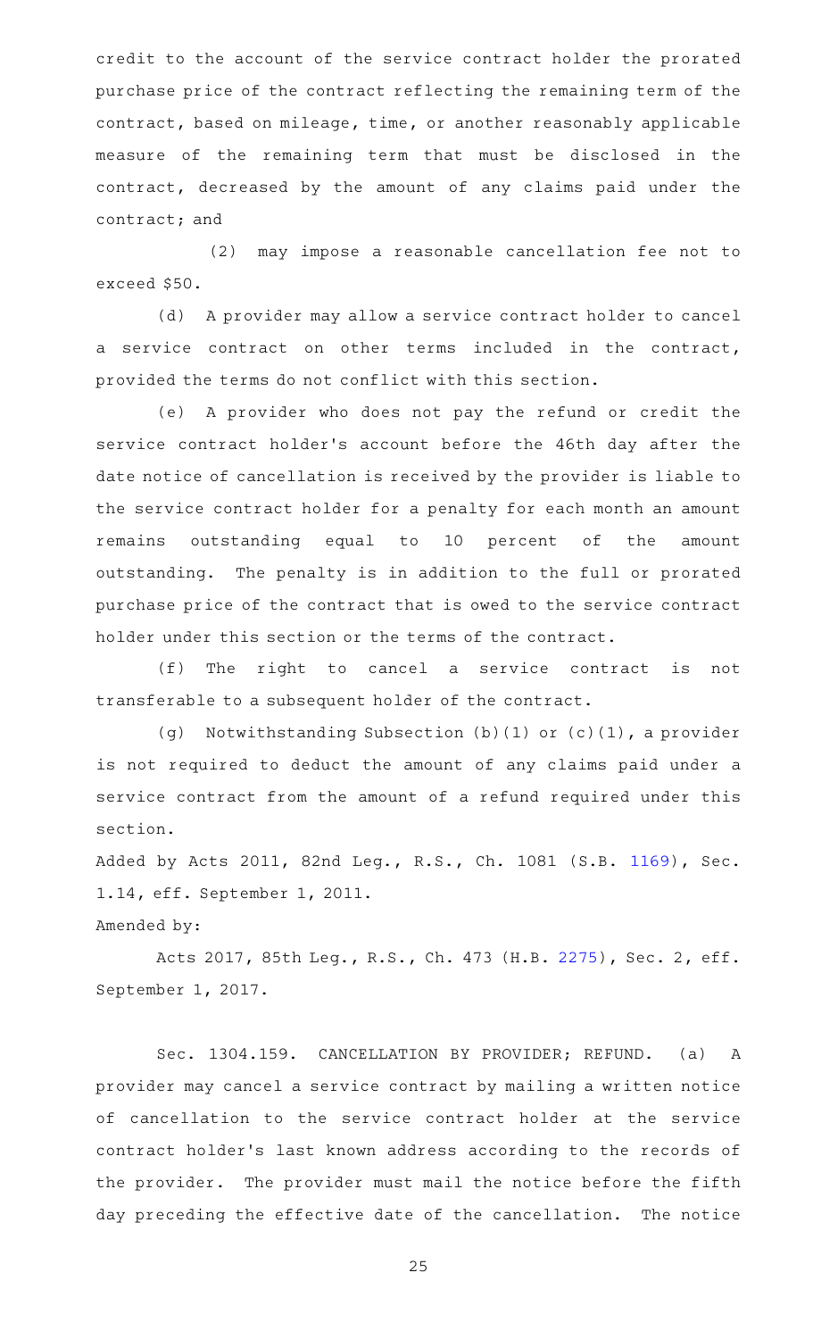credit to the account of the service contract holder the prorated purchase price of the contract reflecting the remaining term of the contract, based on mileage, time, or another reasonably applicable measure of the remaining term that must be disclosed in the contract, decreased by the amount of any claims paid under the contract; and

(2) may impose a reasonable cancellation fee not to exceed $50.

(d) A provider may allow a service contract holder to cancel a service contract on other terms included in the contract, provided the terms do not conflict with this section.

(e) A provider who does not pay the refund or credit the service contract holder's account before the 46th day after the date notice of cancellation is received by the provider is liable to the service contract holder for a penalty for each month an amount remains outstanding equal to 10 percent of the amount outstanding. The penalty is in addition to the full or prorated purchase price of the contract that is owed to the service contract holder under this section or the terms of the contract.

(f) The right to cancel a service contract is not transferable to a subsequent holder of the contract.

(g) Notwithstanding Subsection (b)(1) or (c)(1), a provider is not required to deduct the amount of any claims paid under a service contract from the amount of a refund required under this section.

Added by Acts 2011, 82nd Leg., R.S., Ch. 1081 (S.B. 1169), Sec. 1.14, eff. September 1, 2011.

Amended by:

Acts 2017, 85th Leg., R.S., Ch. 473 (H.B. 2275), Sec. 2, eff. September 1, 2017.

Sec. 1304.159. CANCELLATION BY PROVIDER; REFUND. (a) A provider may cancel a service contract by mailing a written notice of cancellation to the service contract holder at the service contract holder's last known address according to the records of the provider. The provider must mail the notice before the fifth day preceding the effective date of the cancellation. The notice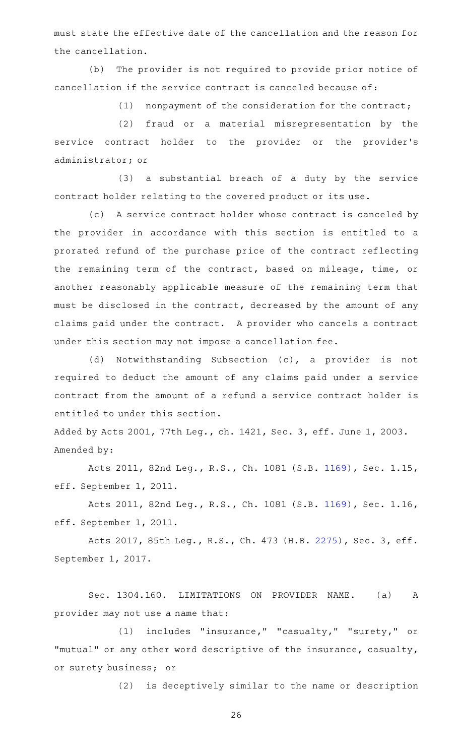must state the effective date of the cancellation and the reason for the cancellation.

(b) The provider is not required to provide prior notice of cancellation if the service contract is canceled because of:

(1) nonpayment of the consideration for the contract;

(2) fraud or a material misrepresentation by the service contract holder to the provider or the provider's administrator; or

(3) a substantial breach of a duty by the service contract holder relating to the covered product or its use.

(c) A service contract holder whose contract is canceled by the provider in accordance with this section is entitled to a prorated refund of the purchase price of the contract reflecting the remaining term of the contract, based on mileage, time, or another reasonably applicable measure of the remaining term that must be disclosed in the contract, decreased by the amount of any claims paid under the contract. A provider who cancels a contract under this section may not impose a cancellation fee.

(d) Notwithstanding Subsection (c), a provider is not required to deduct the amount of any claims paid under a service contract from the amount of a refund a service contract holder is entitled to under this section.

Added by Acts 2001, 77th Leg., ch. 1421, Sec. 3, eff. June 1, 2003.
Amended by:

Acts 2011, 82nd Leg., R.S., Ch. 1081 (S.B. 1169), Sec. 1.15, eff. September 1, 2011.

Acts 2011, 82nd Leg., R.S., Ch. 1081 (S.B. 1169), Sec. 1.16, eff. September 1, 2011.

Acts 2017, 85th Leg., R.S., Ch. 473 (H.B. 2275), Sec. 3, eff. September 1, 2017.

Sec. 1304.160. LIMITATIONS ON PROVIDER NAME. (a) A provider may not use a name that:

(1) includes "insurance," "casualty," "surety," or "mutual" or any other word descriptive of the insurance, casualty, or surety business; or

(2) is deceptively similar to the name or description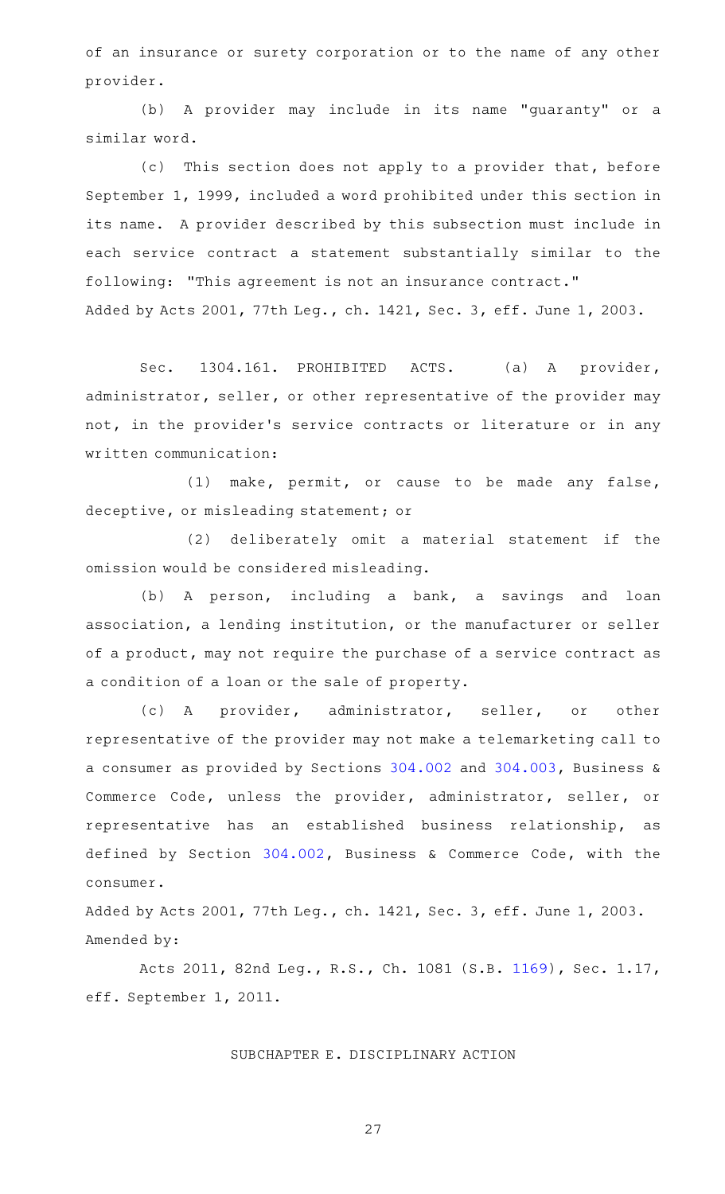of an insurance or surety corporation or to the name of any other provider.

(b) A provider may include in its name "guaranty" or a similar word.

(c) This section does not apply to a provider that, before September 1, 1999, included a word prohibited under this section in its name. A provider described by this subsection must include in each service contract a statement substantially similar to the following: "This agreement is not an insurance contract."

Added by Acts 2001, 77th Leg., ch. 1421, Sec. 3, eff. June 1, 2003.

Sec. 1304.161. PROHIBITED ACTS. (a) A provider, administrator, seller, or other representative of the provider may not, in the provider's service contracts or literature or in any written communication:

(1) make, permit, or cause to be made any false, deceptive, or misleading statement; or

(2) deliberately omit a material statement if the omission would be considered misleading.

(b) A person, including a bank, a savings and loan association, a lending institution, or the manufacturer or seller of a product, may not require the purchase of a service contract as a condition of a loan or the sale of property.

(c) A provider, administrator, seller, or other representative of the provider may not make a telemarketing call to a consumer as provided by Sections 304.002 and 304.003, Business & Commerce Code, unless the provider, administrator, seller, or representative has an established business relationship, as defined by Section 304.002, Business & Commerce Code, with the consumer.

Added by Acts 2001, 77th Leg., ch. 1421, Sec. 3, eff. June 1, 2003.
Amended by:

Acts 2011, 82nd Leg., R.S., Ch. 1081 (S.B. 1169), Sec. 1.17, eff. September 1, 2011.

SUBCHAPTER E. DISCIPLINARY ACTION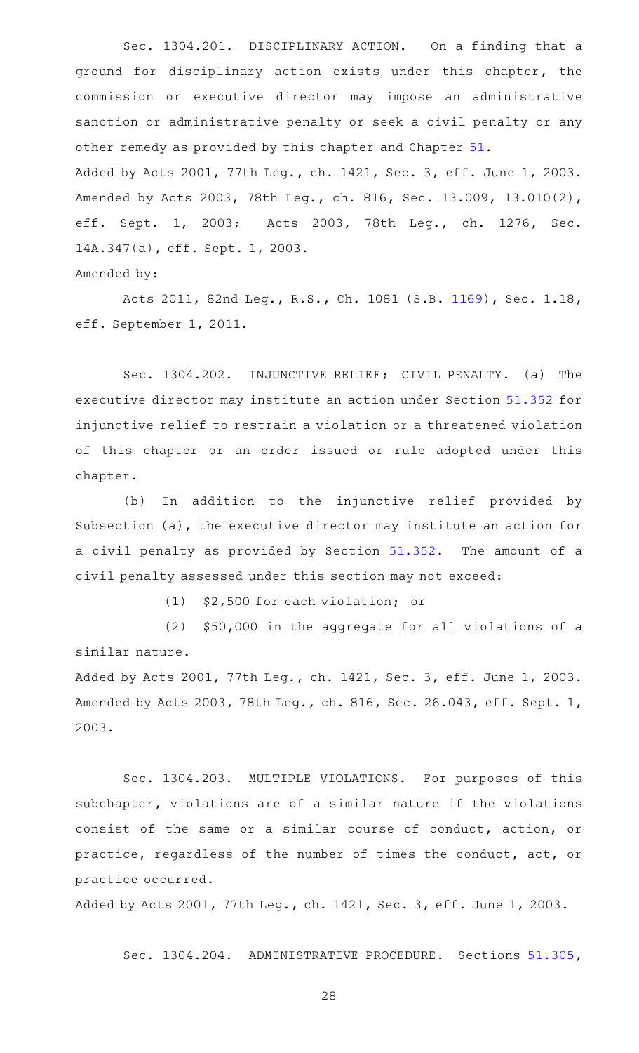Sec. 1304.201. DISCIPLINARY ACTION. On a finding that a ground for disciplinary action exists under this chapter, the commission or executive director may impose an administrative sanction or administrative penalty or seek a civil penalty or any other remedy as provided by this chapter and Chapter 51.

Added by Acts 2001, 77th Leg., ch. 1421, Sec. 3, eff. June 1, 2003. Amended by Acts 2003, 78th Leg., ch. 816, Sec. 13.009, 13.010(2), eff. Sept. 1, 2003; Acts 2003, 78th Leg., ch. 1276, Sec. 14A.347(a), eff. Sept. 1, 2003.

Amended by:

Acts 2011, 82nd Leg., R.S., Ch. 1081 (S.B. 1169), Sec. 1.18, eff. September 1, 2011.

Sec. 1304.202. INJUNCTIVE RELIEF; CIVIL PENALTY. (a) The executive director may institute an action under Section 51.352 for injunctive relief to restrain a violation or a threatened violation of this chapter or an order issued or rule adopted under this chapter.

(b) In addition to the injunctive relief provided by Subsection (a), the executive director may institute an action for a civil penalty as provided by Section 51.352. The amount of a civil penalty assessed under this section may not exceed:

(1) $2,500 for each violation; or

(2) $50,000 in the aggregate for all violations of a similar nature.

Added by Acts 2001, 77th Leg., ch. 1421, Sec. 3, eff. June 1, 2003. Amended by Acts 2003, 78th Leg., ch. 816, Sec. 26.043, eff. Sept. 1, 2003.

Sec. 1304.203. MULTIPLE VIOLATIONS. For purposes of this subchapter, violations are of a similar nature if the violations consist of the same or a similar course of conduct, action, or practice, regardless of the number of times the conduct, act, or practice occurred.

Added by Acts 2001, 77th Leg., ch. 1421, Sec. 3, eff. June 1, 2003.

Sec. 1304.204. ADMINISTRATIVE PROCEDURE. Sections 51.305,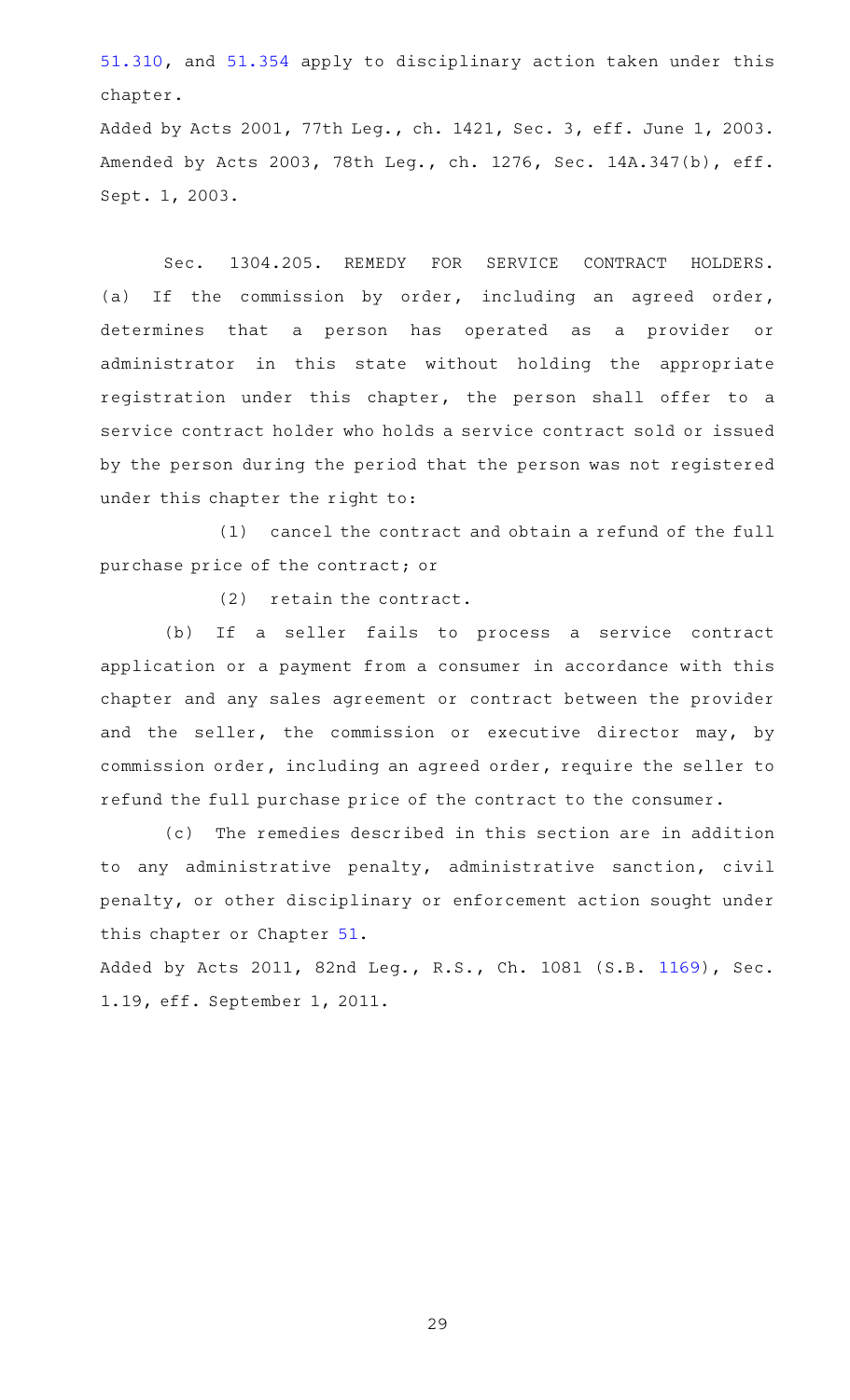51.310, and 51.354 apply to disciplinary action taken under this chapter.

Added by Acts 2001, 77th Leg., ch. 1421, Sec. 3, eff. June 1, 2003.
Amended by Acts 2003, 78th Leg., ch. 1276, Sec. 14A.347(b), eff. Sept. 1, 2003.

Sec. 1304.205. REMEDY FOR SERVICE CONTRACT HOLDERS. (a) If the commission by order, including an agreed order, determines that a person has operated as a provider or administrator in this state without holding the appropriate registration under this chapter, the person shall offer to a service contract holder who holds a service contract sold or issued by the person during the period that the person was not registered under this chapter the right to:

(1) cancel the contract and obtain a refund of the full purchase price of the contract; or

(2) retain the contract.

(b) If a seller fails to process a service contract application or a payment from a consumer in accordance with this chapter and any sales agreement or contract between the provider and the seller, the commission or executive director may, by commission order, including an agreed order, require the seller to refund the full purchase price of the contract to the consumer.

(c) The remedies described in this section are in addition to any administrative penalty, administrative sanction, civil penalty, or other disciplinary or enforcement action sought under this chapter or Chapter 51.

Added by Acts 2011, 82nd Leg., R.S., Ch. 1081 (S.B. 1169), Sec. 1.19, eff. September 1, 2011.